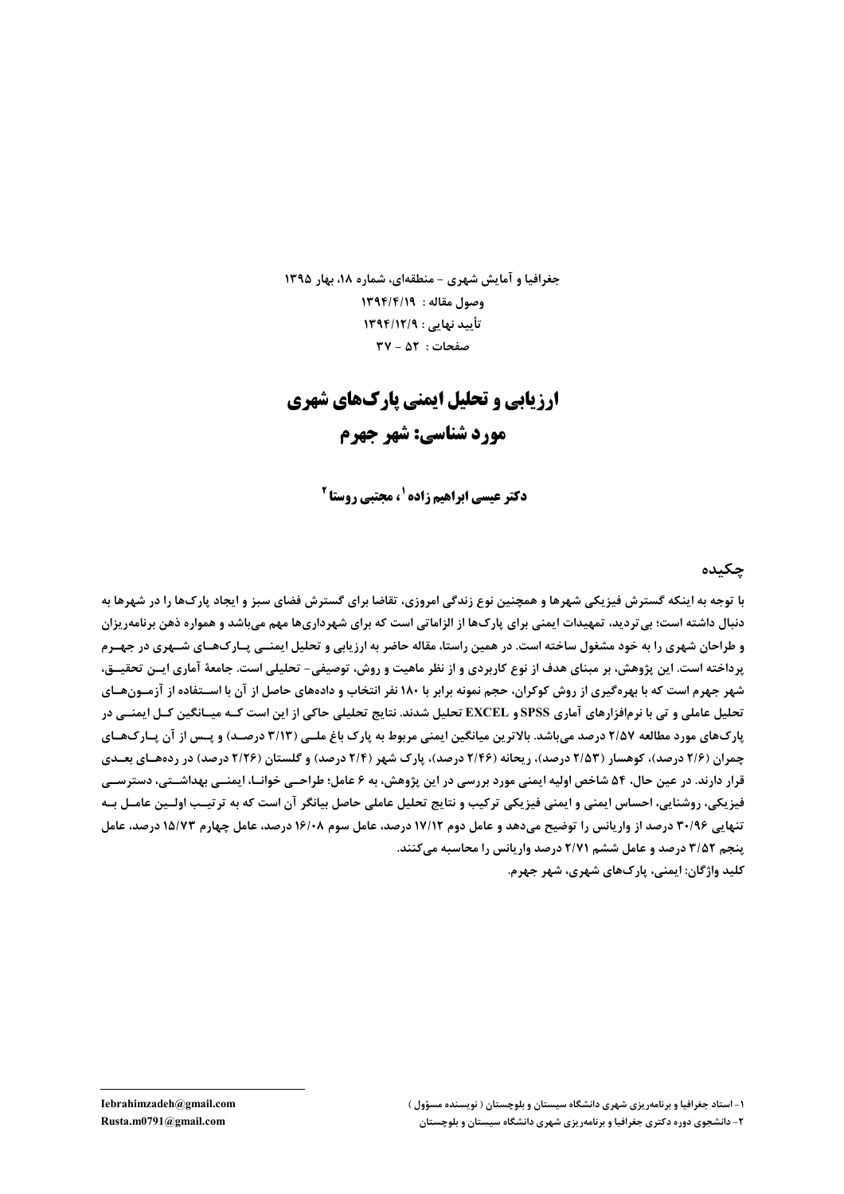جغرافیا و آمایش شهری - منطقه‌ای، شماره ۱۸، بهار ۱۳۹۵

وصول مقاله : ۱۳۹۴/۴/۱۹

تأیید نهایی : ۱۳۹۴/۱۲/۹

صفحات : ۵۲ - ۳۷

# ارزیابی و تحلیل ایمنی پارک‌های شهری
# مورد شناسی: شهر جهرم

**دکتر عیسی ابراهیم زاده [1]، مجتبی روستا [2]**

## چکیده

**با توجه به اینکه گسترش فیزیکی شهرها و همچنین نوع زندگی امروزی، تقاضا برای گسترش فضای سبز و ایجاد پارک‌ها را در شهرها به دنبال داشته است؛ بی تردید، تمهیدات ایمنی برای پارک‌ها از الزاماتی است که برای شهرداری‌ها مهم می‌باشد و همواره ذهن برنامه‌ریزان و طراحان شهری را به خود مشغول ساخته است. در همین راستا، مقاله حاضر به ارزیابی و تحلیل ایمنی پارک‌های شهری در جهرم پرداخته است. این پژوهش، بر مبنای هدف از نوع کاربردی و از نظر ماهیت و روش، توصیفی- تحلیلی است. جامعهٔ آماری این تحقیق، شهر جهرم است که با بهره‌گیری از روش کوکران، حجم نمونه برابر با ۱۸۰ نفر انتخاب و داده‌های حاصل از آن با استفاده از آزمون‌های تحلیل عاملی و تی با نرم‌افزارهای آماری SPSS و EXCEL تحلیل شدند. نتایج تحلیلی حاکی از این است که میانگین کل ایمنی در پارک‌های مورد مطالعه ۲/۵۷ درصد می‌باشد. بالاترین میانگین ایمنی مربوط به پارک باغ ملی (۳/۱۳ درصد) و پس از آن پارک‌های چمران (۲/۶ درصد)، کوهسار (۲/۵۳ درصد)، ریحانه (۲/۴۶ درصد)، پارک شهر (۲/۴ درصد) و گلستان (۲/۲۶ درصد) در رده‌های بعدی قرار دارند. در عین حال، ۵۴ شاخص اولیه ایمنی مورد بررسی در این پژوهش، به ۶ عامل؛ طراحی خوانا، ایمنی بهداشتی، دسترسی فیزیکی، روشنایی، احساس ایمنی و ایمنی فیزیکی ترکیب و نتایج تحلیل عاملی حاصل بیانگر آن است که به ترتیب اولین عامل به تنهایی ۳۰/۹۶ درصد از واریانس را توضیح می‌دهد و عامل دوم ۱۷/۱۲ درصد، عامل سوم ۱۶/۰۸ درصد، عامل چهارم ۱۵/۷۳ درصد، عامل پنجم ۳/۵۲ درصد و عامل ششم ۲/۷۱ درصد واریانس را محاسبه می‌کنند.**

**کلید واژگان: ایمنی، پارک‌های شهری، شهر جهرم.**

---

۱- استاد جغرافیا و برنامه‌ریزی شهری دانشگاه سیستان و بلوچستان ( نویسنده مسؤول ) Iebrahimzadeh@gmail.com

۲- دانشجوی دوره دکتری جغرافیا و برنامه‌ریزی شهری دانشگاه سیستان و بلوچستان Rusta.m0791@gmail.com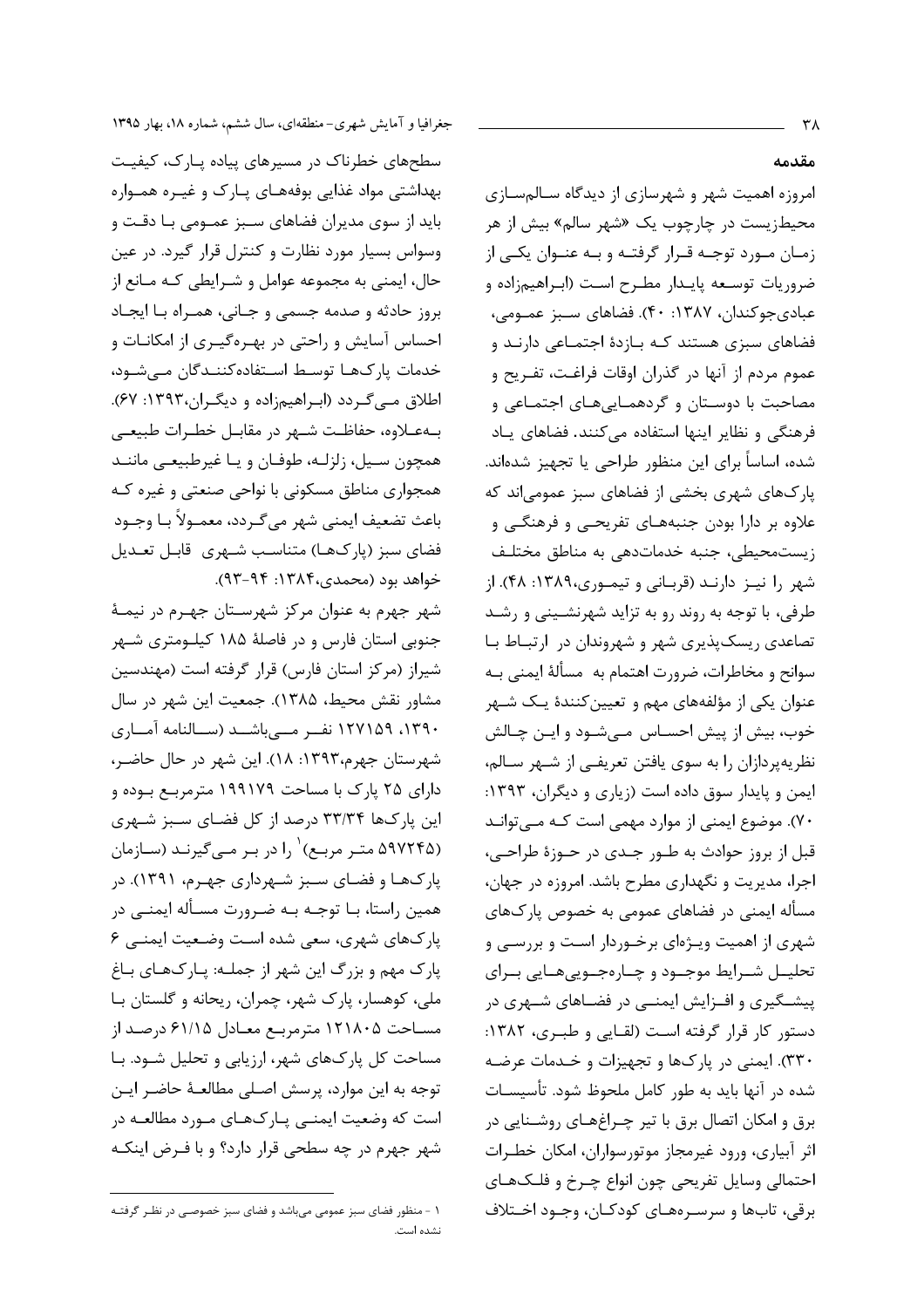## مقدمه

امروزه اهمیت شهر و شهرسازی از دیدگاه سالم‌سازی محیط‌زیست در چارچوب یک «شهر سالم» بیش از هر زمان مورد توجه قرار گرفته و به عنوان یکی از ضروریات توسعه پایدار مطرح است (ابراهیم‌زاده و عبادی‌جوکندان، ۱۳۸۷: ۴۰). فضاهای سبز عمومی، فضاهای سبزی هستند که بازدۀ اجتماعی دارند و عموم مردم از آنها در گذران اوقات فراغت، تفریح و مصاحبت با دوستان و گردهمایی‌های اجتماعی و فرهنگی و نظایر اینها استفاده می‌کنند. فضاهای یاد شده، اساساً برای این منظور طراحی یا تجهیز شده‌اند. پارک‌های شهری بخشی از فضاهای سبز عمومی‌اند که علاوه بر دارا بودن جنبه‌های تفریحی و فرهنگی و زیست‌محیطی، جنبه خدمات‌دهی به مناطق مختلف شهر را نیز دارند (قربانی و تیموری،۱۳۸۹: ۴۸). از طرفی، با توجه به روند رو به تزاید شهرنشینی و رشد تصاعدی ریسک‌پذیری شهر و شهروندان در ارتباط با سوانح و مخاطرات، ضرورت اهتمام به مسألۀ ایمنی به عنوان یکی از مؤلفه‌های مهم و تعیین‌کنندۀ یک شهر خوب، بیش از پیش احساس می‌شود و این چالش نظریه‌پردازان را به سوی یافتن تعریفی از شهر سالم، ایمن و پایدار سوق داده است (زیاری و دیگران، ۱۳۹۳: ۷۰). موضوع ایمنی از موارد مهمی است که می‌توانند قبل از بروز حوادث به طور جدی در حوزۀ طراحی، اجرا، مدیریت و نگهداری مطرح باشد. امروزه در جهان، مسأله ایمنی در فضاهای عمومی به خصوص پارک‌های شهری از اهمیت ویژه‌ای برخوردار است و بررسی و تحلیل شرایط موجود و چاره‌جویی‌هایی برای پیشگیری و افزایش ایمنی در فضاهای شهری در دستور کار قرار گرفته است (لقایی و طبری، ۱۳۸۲: ۳۳۰). ایمنی در پارک‌ها و تجهیزات و خدمات عرضه شده در آنها باید به طور کامل ملحوظ شود. تأسیسات برق و امکان اتصال برق با تیر چراغ‌های روشنایی در اثر آبیاری، ورود غیرمجاز موتورسواران، امکان خطرات احتمالی وسایل تفریحی چون انواع چرخ و فلک‌های برقی، تاب‌ها و سرسره‌های کودکان، وجود اختلاف سطح‌های خطرناک در مسیرهای پیاده پارک، کیفیت بهداشتی مواد غذایی بوفه‌های پارک و غیره همواره باید از سوی مدیران فضاهای سبز عمومی با دقت و وسواس بسیار مورد نظارت و کنترل قرار گیرد. در عین حال، ایمنی به مجموعه عوامل و شرایطی که مانع از بروز حادثه و صدمه جسمی و جانی، همراه با ایجاد احساس آسایش و راحتی در بهره‌گیری از امکانات و خدمات پارک‌ها توسط استفاده‌کنندگان می‌شود، اطلاق می‌گردد (ابراهیم‌زاده و دیگران،۱۳۹۳: ۶۷). به‌علاوه، حفاظت شهر در مقابل خطرات طبیعی همچون سیل، زلزله، طوفان و یا غیرطبیعی مانند همجواری مناطق مسکونی با نواحی صنعتی و غیره که باعث تضعیف ایمنی شهر می‌گردد، معمولاً با وجود فضای سبز (پارک‌ها) متناسب شهری قابل تعدیل خواهد بود (محمدی،۱۳۸۴: ۹۴-۹۳).

شهر جهرم به عنوان مرکز شهرستان جهرم در نیمۀ جنوبی استان فارس و در فاصلۀ ۱۸۵ کیلومتری شهر شیراز (مرکز استان فارس) قرار گرفته است (مهندسین مشاور نقش محیط، ۱۳۸۵). جمعیت این شهر در سال ۱۳۹۰، ۱۲۷۱۵۹ نفر می‌باشد (سالنامه آماری شهرستان جهرم،۱۳۹۳: ۱۸). این شهر در حال حاضر، دارای ۲۵ پارک با مساحت ۱۹۹۱۷۹ مترمربع بوده و این پارک‌ها ۳۳/۳۴ درصد از کل فضای سبز شهری (۵۹۷۲۴۵ متر مربع)[1] را در بر می‌گیرند (سازمان پارک‌ها و فضای سبز شهرداری جهرم، ۱۳۹۱). در همین راستا، با توجه به ضرورت مسأله ایمنی در پارک‌های شهری، سعی شده است وضعیت ایمنی ۶ پارک مهم و بزرگ این شهر از جمله: پارک‌های باغ ملی، کوهسار، پارک شهر، چمران، ریحانه و گلستان با مساحت ۱۲۱۸۰۵ مترمربع معادل ۶۱/۱۵ درصد از مساحت کل پارک‌های شهر، ارزیابی و تحلیل شود. با توجه به این موارد، پرسش اصلی مطالعۀ حاضر این است که وضعیت ایمنی پارک‌های مورد مطالعه در شهر جهرم در چه سطحی قرار دارد؟ و با فرض اینکه

---

۱ - منظور فضای سبز عمومی می‌باشد و فضای سبز خصوصی در نظر گرفته نشده است.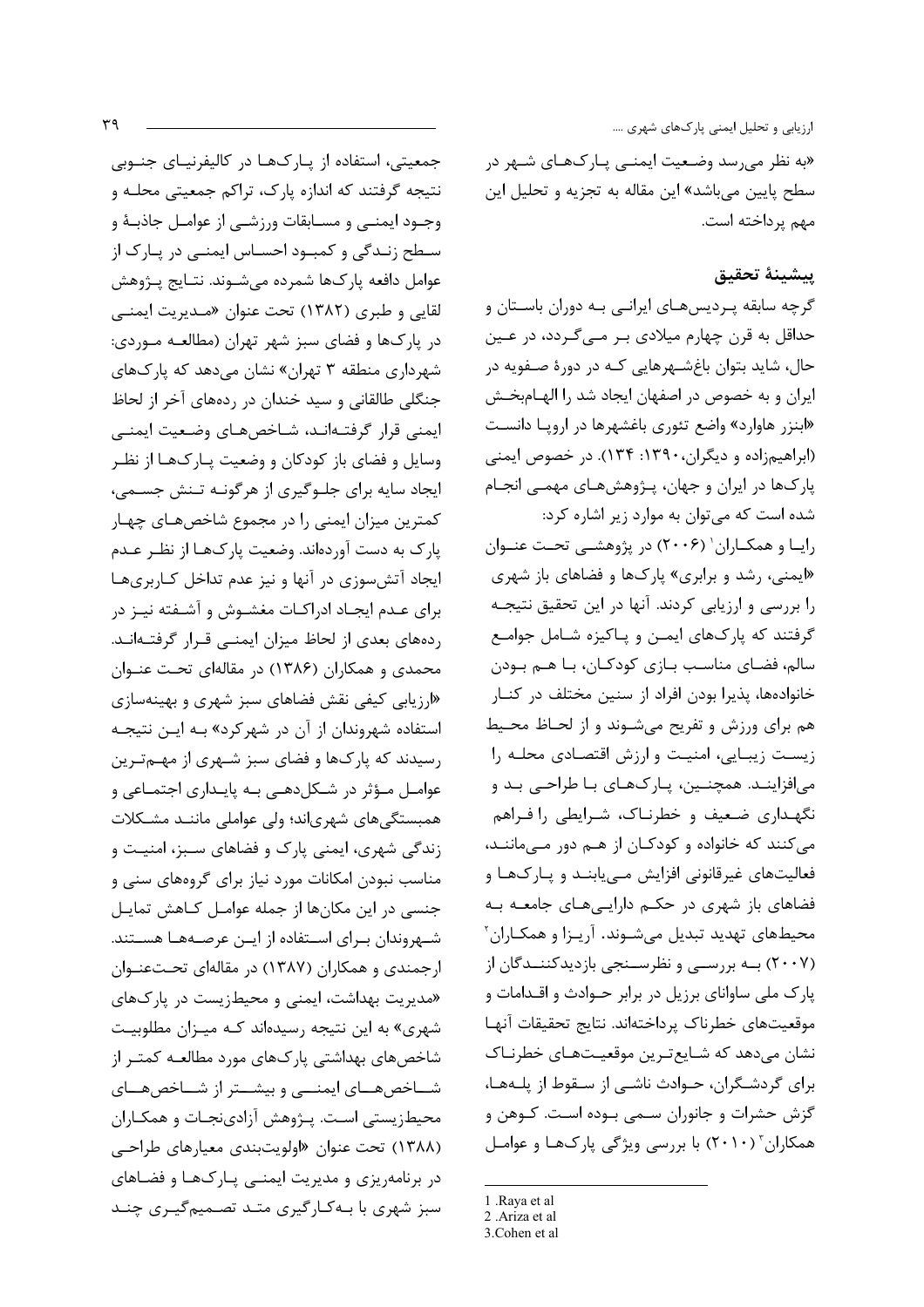«به نظر می‌رسد وضعیت ایمنی پارک‌های شهر در سطح پایین می‌باشد» این مقاله به تجزیه و تحلیل این مهم پرداخته است.

## پیشینهٔ تحقیق

گرچه سابقه پردیس‌های ایرانی به دوران باستان و حداقل به قرن چهارم میلادی بر می‌گردد، در عین حال، شاید بتوان باغ‌شهرهایی که در دورهٔ صفویه در ایران و به خصوص در اصفهان ایجاد شد را الهام‌بخش «ابنزر هاوارد» واضع تئوری باغشهرها در اروپا دانست (ابراهیم‌زاده و دیگران،۱۳۹۰: ۱۳۴). در خصوص ایمنی پارک‌ها در ایران و جهان، پژوهش‌های مهمی انجام شده است که می‌توان به موارد زیر اشاره کرد:

رایا و همکاران[1] (۲۰۰۶) در پژوهشی تحت عنوان «ایمنی، رشد و برابری» پارک‌ها و فضاهای باز شهری را بررسی و ارزیابی کردند. آنها در این تحقیق نتیجه گرفتند که پارک‌های ایمن و پاکیزه شامل جوامع سالم، فضای مناسب بازی کودکان، با هم بودن خانواده‌ها، پذیرا بودن افراد از سنین مختلف در کنار هم برای ورزش و تفریح می‌شوند و از لحاظ محیط زیست زیبایی، امنیت و ارزش اقتصادی محله را می‌افزایند. همچنین، پارک‌های با طراحی بد و نگهداری ضعیف و خطرناک، شرایطی را فراهم می‌کنند که خانواده و کودکان از هم دور می‌مانند، فعالیت‌های غیرقانونی افزایش می‌یابند و پارک‌ها و فضاهای باز شهری در حکم دارایی‌های جامعه به محیط‌های تهدید تبدیل می‌شوند. آریزا و همکاران[2] (۲۰۰۷) به بررسی و نظرسنجی بازدیدکنندگان از پارک ملی ساوانای برزیل در برابر حوادث و اقدامات و موقعیت‌های خطرناک پرداخته‌اند. نتایج تحقیقات آنها نشان می‌دهد که شایع‌ترین موقعیت‌های خطرناک برای گردشگران، حوادث ناشی از سقوط از پله‌ها، گزش حشرات و جانوران سمی بوده است. کوهن و همکاران[3] (۲۰۱۰) با بررسی ویژگی پارک‌ها و عوامل جمعیتی، استفاده از پارک‌ها در کالیفرنیای جنوبی نتیجه گرفتند که اندازه پارک، تراکم جمعیتی محله و وجود ایمنی و مسابقات ورزشی از عوامل جاذبهٔ و سطح زندگی و کمبود احساس ایمنی در پارک از عوامل دافعه پارک‌ها شمرده می‌شوند. نتایج پژوهش لقایی و طبری (۱۳۸۲) تحت عنوان «مدیریت ایمنی در پارک‌ها و فضای سبز شهر تهران (مطالعه موردی: شهرداری منطقه ۳ تهران» نشان می‌دهد که پارک‌های جنگلی طالقانی و سید خندان در رده‌های آخر از لحاظ ایمنی قرار گرفته‌اند، شاخص‌های وضعیت ایمنی وسایل و فضای باز کودکان و وضعیت پارک‌ها از نظر ایجاد سایه برای جلوگیری از هرگونه تنش جسمی، کمترین میزان ایمنی را در مجموع شاخص‌های چهار پارک به دست آورده‌اند. وضعیت پارک‌ها از نظر عدم ایجاد آتش‌سوزی در آنها و نیز عدم تداخل کاربری‌ها برای عدم ایجاد ادراکات مغشوش و آشفته نیز در رده‌های بعدی از لحاظ میزان ایمنی قرار گرفته‌اند. محمدی و همکاران (۱۳۸۶) در مقاله‌ای تحت عنوان «ارزیابی کیفی نقش فضاهای سبز شهری و بهینه‌سازی استفاده شهروندان از آن در شهرکرد» به این نتیجه رسیدند که پارک‌ها و فضای سبز شهری از مهم‌ترین عوامل مؤثر در شکل‌دهی به پایداری اجتماعی و همبستگی‌های شهری‌اند؛ ولی عواملی مانند مشکلات زندگی شهری، ایمنی پارک و فضاهای سبز، امنیت و مناسب نبودن امکانات مورد نیاز برای گروه‌های سنی و جنسی در این مکان‌ها از جمله عوامل کاهش تمایل شهروندان برای استفاده از این عرصه‌ها هستند. ارجمندی و همکاران (۱۳۸۷) در مقاله‌ای تحت‌عنوان «مدیریت بهداشت، ایمنی و محیط‌زیست در پارک‌های شهری» به این نتیجه رسیده‌اند که میزان مطلوبیت شاخص‌های بهداشتی پارک‌های مورد مطالعه کمتر از شاخص‌های ایمنی و بیشتر از شاخص‌های محیط‌زیستی است. پژوهش آزادی‌نجات و همکاران (۱۳۸۸) تحت عنوان «اولویت‌بندی معیارهای طراحی در برنامه‌ریزی و مدیریت ایمنی پارک‌ها و فضاهای سبز شهری با به‌کارگیری متد تصمیم‌گیری چند

---

1 .Raya et al

2 .Ariza et al

3.Cohen et al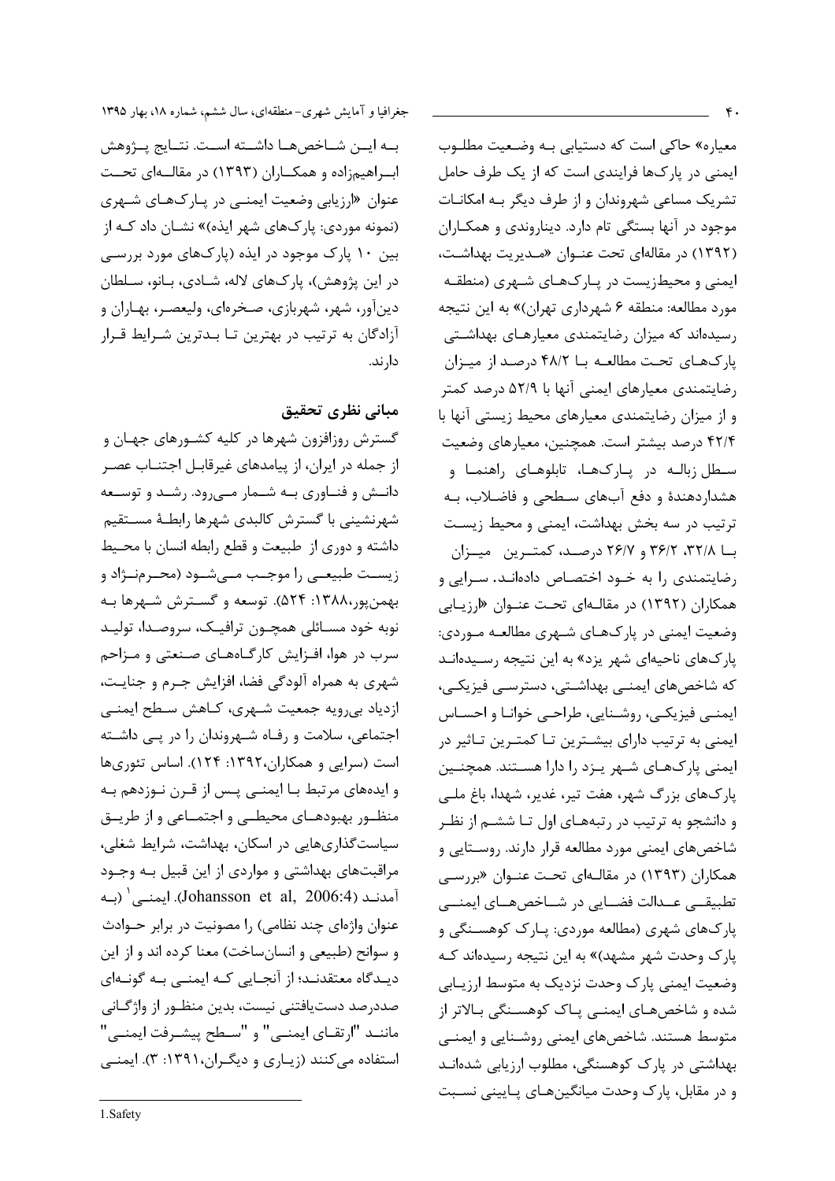معیاره» حاکی است که دستیابی به وضعیت مطلوب ایمنی در پارک‌ها فرایندی است که از یک طرف حامل تشریک مساعی شهروندان و از طرف دیگر به امکانات موجود در آنها بستگی تام دارد. دیناروندی و همکاران (۱۳۹۲) در مقاله‌ای تحت عنوان «مدیریت بهداشت، ایمنی و محیط‌زیست در پارک‌های شهری (منطقه مورد مطالعه: منطقه ۶ شهرداری تهران)» به این نتیجه رسیده‌اند که میزان رضایتمندی معیارهای بهداشتی پارک‌های تحت مطالعه با ۴۸/۲ درصد از میزان رضایتمندی معیارهای ایمنی آنها با ۵۲/۹ درصد کمتر و از میزان رضایتمندی معیارهای محیط زیستی آنها با ۴۲/۴ درصد بیشتر است. همچنین، معیارهای وضعیت سطل زباله در پارک‌ها، تابلوهای راهنما و هشداردهندهٔ و دفع آب‌های سطحی و فاضلاب، به ترتیب در سه بخش بهداشت، ایمنی و محیط زیست با ۳۲/۸، ۳۶/۲ و ۲۶/۷ درصد، کمترین میزان رضایتمندی را به خود اختصاص داده‌اند. سرایی و همکاران (۱۳۹۲) در مقاله‌ای تحت عنوان «ارزیابی وضعیت ایمنی در پارک‌های شهری مطالعه موردی: پارک‌های ناحیه‌ای شهر یزد» به این نتیجه رسیده‌اند که شاخص‌های ایمنی بهداشتی، دسترسی فیزیکی، ایمنی فیزیکی، روشنایی، طراحی خوانا و احساس ایمنی به ترتیب دارای بیشترین تا کمترین تاثیر در ایمنی پارک‌های شهر یزد را دارا هستند. همچنین پارک‌های بزرگ شهر، هفت تیر، غدیر، شهدا، باغ ملی و دانشجو به ترتیب در رتبه‌های اول تا ششم از نظر شاخص‌های ایمنی مورد مطالعه قرار دارند. روستایی و همکاران (۱۳۹۳) در مقاله‌ای تحت عنوان «بررسی تطبیقی عدالت فضایی در شاخص‌های ایمنی پارک‌های شهری (مطالعه موردی: پارک کوهسنگی و پارک وحدت شهر مشهد)» به این نتیجه رسیده‌اند که وضعیت ایمنی پارک وحدت نزدیک به متوسط ارزیابی شده و شاخص‌های ایمنی پاک کوهسنگی بالاتر از متوسط هستند. شاخص‌های ایمنی روشنایی و ایمنی بهداشتی در پارک کوهسنگی، مطلوب ارزیابی شده‌اند و در مقابل، پارک وحدت میانگین‌های پایینی نسبت به این شاخص‌ها داشته است. نتایج پژوهش ابراهیم‌زاده و همکاران (۱۳۹۳) در مقاله‌ای تحت عنوان «ارزیابی وضعیت ایمنی در پارک‌های شهری (نمونه موردی: پارک‌های شهر ایذه)» نشان داد که از بین ۱۰ پارک موجود در ایذه (پارک‌های مورد بررسی در این پژوهش)، پارک‌های لاله، شادی، بانو، سلطان دین‌آور، شهر، شهربازی، صخره‌ای، ولیعصر، بهاران و آزادگان به ترتیب در بهترین تا بدترین شرایط قرار دارند.

## مبانی نظری تحقیق

گسترش روزافزون شهرها در کلیه کشورهای جهان و از جمله در ایران، از پیامدهای غیرقابل اجتناب عصر دانش و فناوری به شمار می‌رود. رشد و توسعه شهرنشینی با گسترش کالبدی شهرها رابطهٔ مستقیم داشته و دوری از طبیعت و قطع رابطه انسان با محیط زیست طبیعی را موجب می‌شود (محرم‌نژاد و بهمن‌پور،۱۳۸۸: ۵۲۴). توسعه و گسترش شهرها به نوبه خود مسائلی همچون ترافیک، سروصدا، تولید سرب در هوا، افزایش کارگاه‌های صنعتی و مزاحم شهری به همراه آلودگی فضا، افزایش جرم و جنایت، ازدیاد بی‌رویه جمعیت شهری، کاهش سطح ایمنی اجتماعی، سلامت و رفاه شهروندان را در پی داشته است (سرایی و همکاران،۱۳۹۲: ۱۲۴). اساس تئوری‌ها و ایده‌های مرتبط با ایمنی پس از قرن نوزدهم به منظور بهبودهای محیطی و اجتماعی و از طریق سیاست‌گذاری‌هایی در اسکان، بهداشت، شرایط شغلی، مراقبت‌های بهداشتی و مواردی از این قبیل به وجود آمدند (Johansson et al, 2006:4). ایمنی[1] (به عنوان واژه‌ای چند نظامی) را مصونیت در برابر حوادث و سوانح (طبیعی و انسان‌ساخت) معنا کرده اند و از این دیدگاه معتقدند؛ از آنجایی که ایمنی به گونه‌ای صددرصد دست‌یافتنی نیست، بدین منظور از واژگانی مانند "ارتقای ایمنی" و "سطح پیشرفت ایمنی" استفاده می‌کنند (زیاری و دیگران،۱۳۹۱: ۳). ایمنی

1.Safety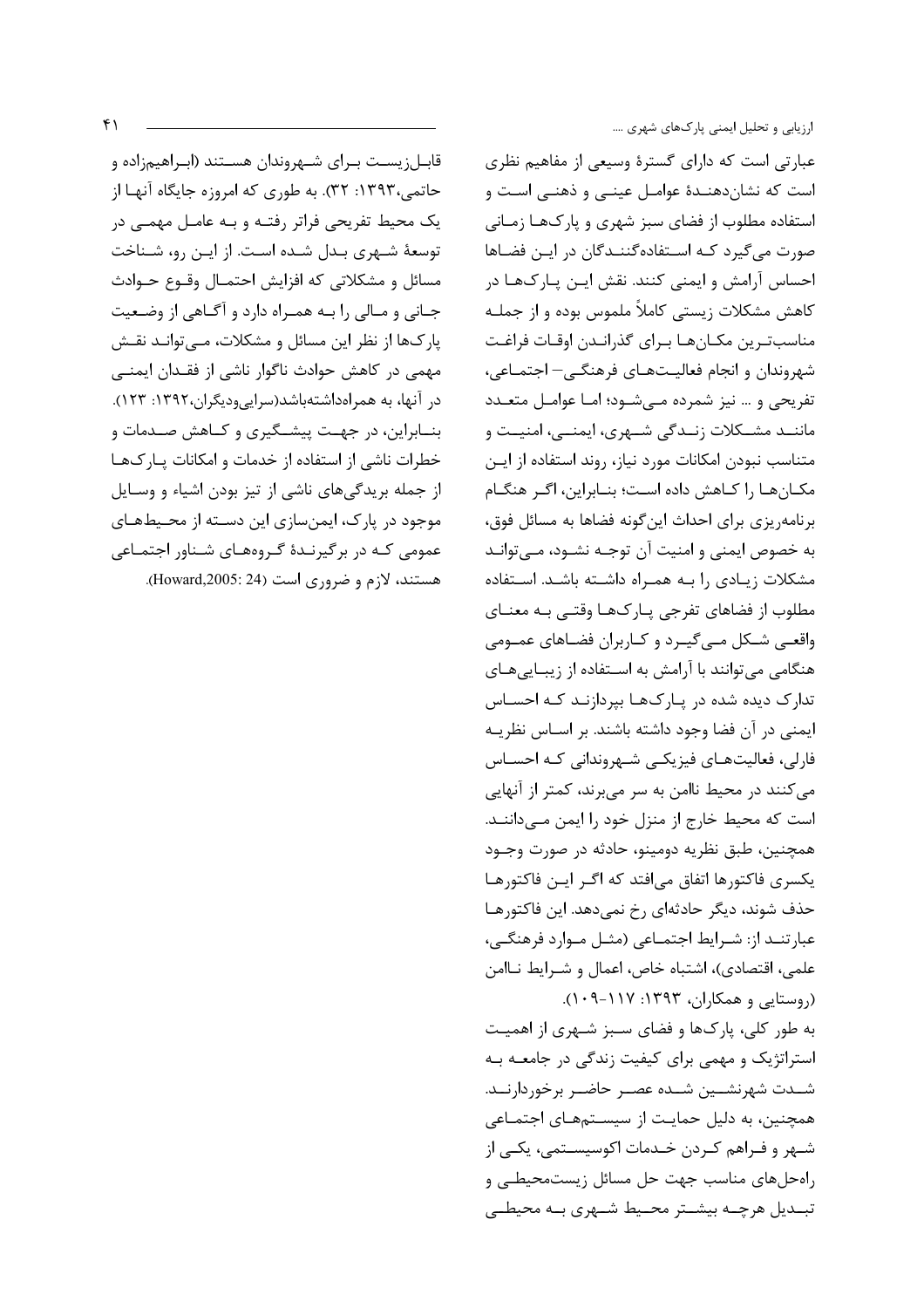عبارتی است که دارای گسترهٔ وسیعی از مفاهیم نظری است که نشان‌دهندهٔ عوامل عینی و ذهنی است و استفاده مطلوب از فضای سبز شهری و پارک‌ها زمانی صورت می‌گیرد که استفاده‌کنندگان در این فضاها احساس آرامش و ایمنی کنند. نقش این پارک‌ها در کاهش مشکلات زیستی کاملاً ملموس بوده و از جمله مناسب‌ترین مکان‌ها برای گذراندن اوقات فراغت شهروندان و انجام فعالیت‌های فرهنگی– اجتماعی، تفریحی و ... نیز شمرده می‌شود؛ اما عوامل متعدد مانند مشکلات زندگی شهری، ایمنی، امنیت و متناسب نبودن امکانات مورد نیاز، روند استفاده از این مکان‌ها را کاهش داده است؛ بنابراین، اگر هنگام برنامه‌ریزی برای احداث این‌گونه فضاها به مسائل فوق، به خصوص ایمنی و امنیت آن توجه نشود، می‌توانند مشکلات زیادی را به همراه داشته باشد. استفاده مطلوب از فضاهای تفرجی پارک‌ها وقتی به معنای واقعی شکل می‌گیرد و کاربران فضاهای عمومی هنگامی می‌توانند با آرامش به استفاده از زیبایی‌های تدارک دیده شده در پارک‌ها بپردازند که احساس ایمنی در آن فضا وجود داشته باشند. بر اساس نظریه فارلی، فعالیت‌های فیزیکی شهروندانی که احساس می‌کنند در محیط ناامن به سر می‌برند، کمتر از آنهایی است که محیط خارج از منزل خود را ایمن می‌دانند. همچنین، طبق نظریه دومینو، حادثه در صورت وجود یکسری فاکتورها اتفاق می‌افتد که اگر این فاکتورها حذف شوند، دیگر حادثه‌ای رخ نمی‌دهد. این فاکتورها عبارتند از: شرایط اجتماعی (مثل موارد فرهنگی، علمی، اقتصادی)، اشتباه خاص، اعمال و شرایط ناامن (روستایی و همکاران، ۱۳۹۳: ۱۱۷-۱۰۹).

به طور کلی، پارک‌ها و فضای سبز شهری از اهمیت استراتژیک و مهمی برای کیفیت زندگی در جامعه به شدت شهرنشین شده عصر حاضر برخوردارند. همچنین، به دلیل حمایت از سیستم‌های اجتماعی شهر و فراهم کردن خدمات اکوسیستمی، یکی از راه‌حل‌های مناسب جهت حل مسائل زیست‌محیطی و تبدیل هرچه بیشتر محیط شهری به محیطی قابل‌زیست برای شهروندان هستند (ابراهیم‌زاده و حاتمی،۱۳۹۳: ۳۲). به طوری که امروزه جایگاه آنها از یک محیط تفریحی فراتر رفته و به عامل مهمی در توسعهٔ شهری بدل شده است. از این رو، شناخت مسائل و مشکلاتی که افزایش احتمال وقوع حوادث جانی و مالی را به همراه دارد و آگاهی از وضعیت پارک‌ها از نظر این مسائل و مشکلات، می‌تواند نقش مهمی در کاهش حوادث ناگوار ناشی از فقدان ایمنی در آنها، به همراه‌داشته‌باشد(سرایی‌ودیگران،۱۳۹۲: ۱۲۳). بنابراین، در جهت پیشگیری و کاهش صدمات و خطرات ناشی از استفاده از خدمات و امکانات پارک‌ها از جمله بریدگی‌های ناشی از تیز بودن اشیاء و وسایل موجود در پارک، ایمن‌سازی این دسته از محیط‌های عمومی که در برگیرندهٔ گروه‌های شناور اجتماعی هستند، لازم و ضروری است (Howard,2005: 24).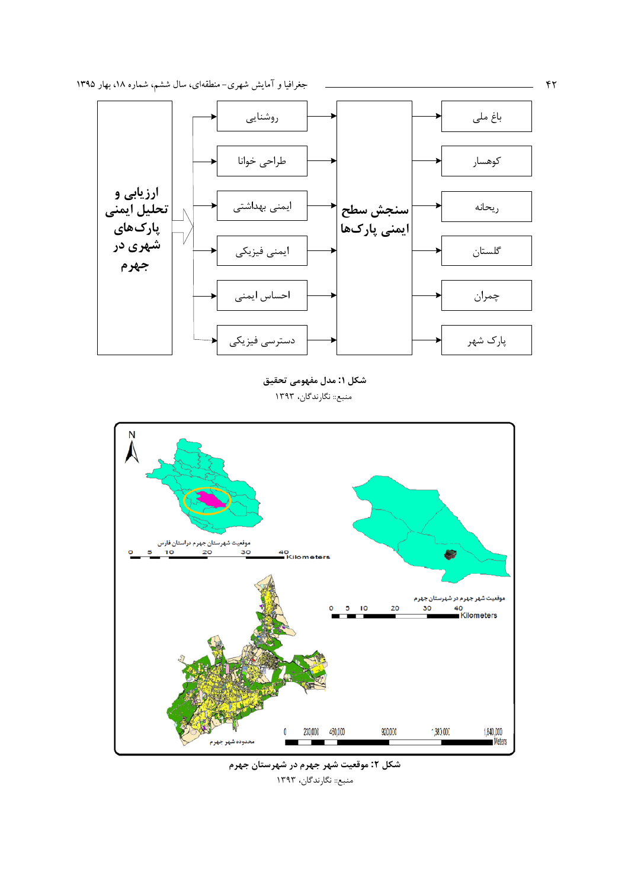شکل ۱: مدل مفهومی تحقیق

منبع: نگارندگان، ۱۳۹۳

شکل ۲: موقعیت شهر جهرم در شهرستان جهرم

منبع: نگارندگان، ۱۳۹۳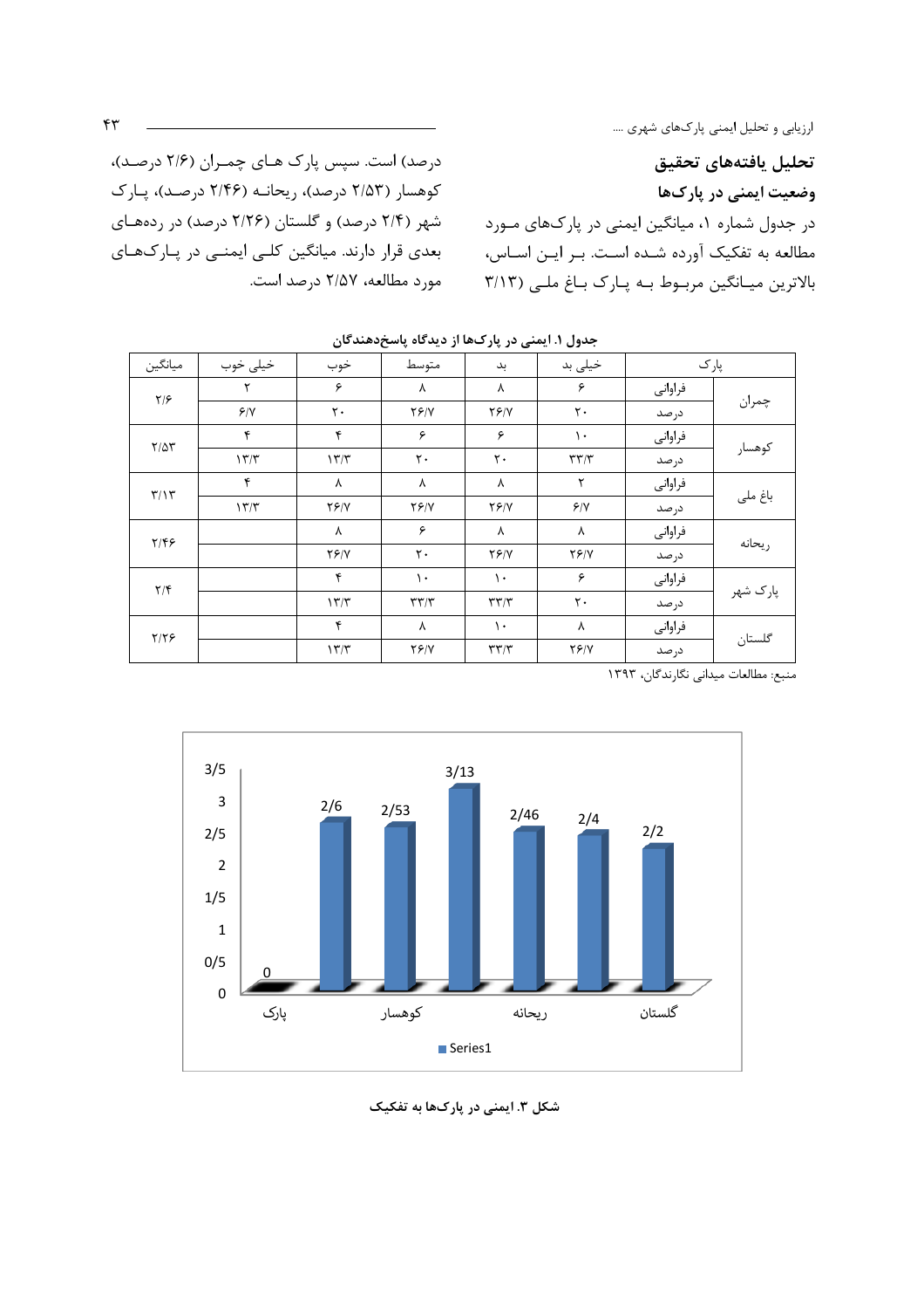## تحلیل یافته‌های تحقیق

### وضعیت ایمنی در پارک‌ها

در جدول شماره ۱، میانگین ایمنی در پارک‌های مورد مطالعه به تفکیک آورده شده است. بر این اساس، بالاترین میانگین مربوط به پارک باغ ملی (۳/۱۳ درصد) است. سپس پارک های چمران (۲/۶ درصد)، کوهسار (۲/۵۳ درصد)، ریحانه (۲/۴۶ درصد)، پارک شهر (۲/۴ درصد) و گلستان (۲/۲۶ درصد) در رده‌های بعدی قرار دارند. میانگین کلی ایمنی در پارک‌های مورد مطالعه، ۲/۵۷ درصد است.

**جدول ۱. ایمنی در پارک‌ها از دیدگاه پاسخ‌دهندگان**

| پارک | | خیلی بد | بد | متوسط | خوب | خیلی خوب | میانگین |
|---|---|---|---|---|---|---|---|
| چمران | فراوانی | ۶ | ۸ | ۸ | ۶ | ۲ | ۲/۶ |
| | درصد | ۲۰ | ۲۶/۷ | ۲۶/۷ | ۲۰ | ۶/۷ | |
| کوهسار | فراوانی | ۱۰ | ۶ | ۶ | ۴ | ۴ | ۲/۵۳ |
| | درصد | ۳۳/۳ | ۲۰ | ۲۰ | ۱۳/۳ | ۱۳/۳ | |
| باغ ملی | فراوانی | ۲ | ۸ | ۸ | ۸ | ۴ | ۳/۱۳ |
| | درصد | ۶/۷ | ۲۶/۷ | ۲۶/۷ | ۲۶/۷ | ۱۳/۳ | |
| ریحانه | فراوانی | ۸ | ۸ | ۶ | ۸ | | ۲/۴۶ |
| | درصد | ۲۶/۷ | ۲۶/۷ | ۲۰ | ۲۶/۷ | | |
| پارک شهر | فراوانی | ۶ | ۱۰ | ۱۰ | ۴ | | ۲/۴ |
| | درصد | ۲۰ | ۳۳/۳ | ۳۳/۳ | ۱۳/۳ | | |
| گلستان | فراوانی | ۸ | ۱۰ | ۸ | ۴ | | ۲/۲۶ |
| | درصد | ۲۶/۷ | ۳۳/۳ | ۲۶/۷ | ۱۳/۳ | | |

منبع: مطالعات میدانی نگارندگان، ۱۳۹۳

**شکل ۳. ایمنی در پارک‌ها به تفکیک**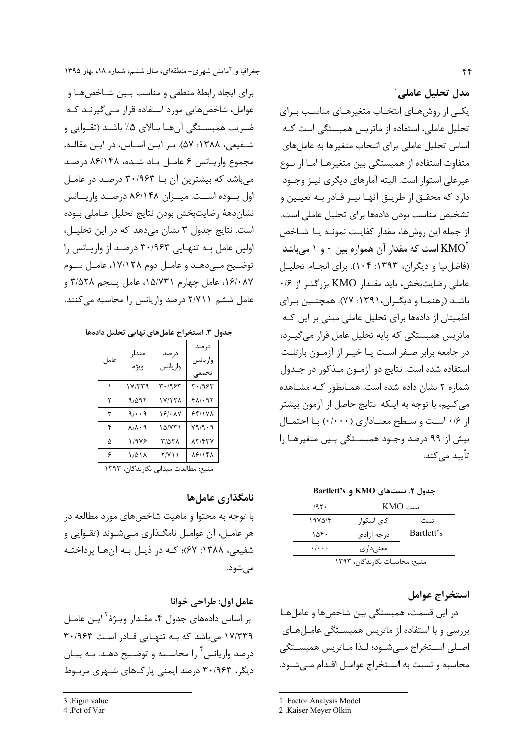## مدل تحلیل عاملی[1]

یکی از روش‌های انتخاب متغیرهای مناسب برای تحلیل عاملی، استفاده از ماتریس همبستگی است که اساس تحلیل عاملی برای انتخاب متغیرها به عامل‌های متفاوت استفاده از همبستگی بین متغیرها اما از نوع غیرعلی استوار است. البته آمارهای دیگری نیز وجود دارد که محقق از طریق آنها نیز قادر به تعیین و تشخیص مناسب بودن داده‌ها برای تحلیل عاملی است. از جمله این روش‌ها، مقدار کفایت نمونه یا شاخص KMO[2] است که مقدار آن همواره بین ۰ و ۱ می‌باشد (فاضل‌نیا و دیگران، ۱۳۹۳: ۱۰۴). برای انجام تحلیل عاملی رضایت‌بخش، باید مقدار KMO بزرگتر از ۰/۶ باشد (رهنما و دیگران،۱۳۹۱: ۷۷). همچنین برای اطمینان از داده‌ها برای تحلیل عاملی مبنی بر این که ماتریس همبستگی که پایه تحلیل عامل قرار می‌گیرد، در جامعه برابر صفر است یا خیر از آزمون بارتلت استفاده شده است. نتایج دو آزمون مذکور در جدول شماره ۲ نشان داده شده است. همانطور که مشاهده می‌کنیم، با توجه به اینکه نتایج حاصل از آزمون بیشتر از ۰/۶ است و سطح معناداری (۰/۰۰۰) با احتمال بیش از ۹۹ درصد وجود همبستگی بین متغیرها را تأیید می‌کند.

**جدول ۲. تست‌های KMO و Bartlett's**

| تست KMO | | ۹۲۰/. |
|---|---|---|
| تست Bartlett's | کای اسکوار | ۱۹۷۵/۴ |
| | درجه آزادی | ۱۵۴۰ |
| | معنی‌داری | ۰/۰۰۰ |

منبع: محاسبات نگارندگان، ۱۳۹۳

## استخراج عوامل

در این قسمت، همبستگی بین شاخص‌ها و عامل‌ها بررسی و با استفاده از ماتریس همبستگی عامل‌های اصلی استخراج می‌شود؛ لذا ماتریس همبستگی محاسبه و نسبت به استخراج عوامل اقدام می‌شود.

برای ایجاد رابطهٔ منطقی و مناسب بین شاخص‌ها و عوامل، شاخص‌هایی مورد استفاده قرار می‌گیرند که ضریب همبستگی آن‌ها بالای ۰.۵٪ باشد (تقوایی و شفیعی، ۱۳۸۸: ۵۷). بر این اساس، در این مقاله، مجموع واریانس ۶ عامل یاد شده، ۸۶/۱۴۸ درصد می‌باشد که بیشترین آن با ۳۰/۹۶۳ درصد در عامل اول بوده است. میزان ۸۶/۱۴۸ درصد واریانس نشان‌دهندهٔ رضایت‌بخش بودن نتایج تحلیل عاملی بوده است. نتایج جدول ۳ نشان می‌دهد که در این تحلیل، اولین عامل به تنهایی ۳۰/۹۶۳ درصد از واریانس را توضیح می‌دهد و عامل دوم ۱۷/۱۲۸، عامل سوم ۱۶/۰۸۷، عامل چهارم ۱۵/۷۳۱، عامل پنجم ۳/۵۲۸ و عامل ششم ۲/۷۱۱ درصد واریانس را محاسبه می‌کنند.

**جدول ۳. استخراج عامل‌های نهایی تحلیل داده‌ها**

| عامل | مقدار ویژه | درصد واریانس | درصد واریانس تجمعی |
|---|---|---|---|
| ۱ | ۱۷/۳۳۹ | ۳۰/۹۶۳ | ۳۰/۹۶۳ |
| ۲ | ۹/۵۹۲ | ۱۷/۱۲۸ | ۴۸/۰۹۲ |
| ۳ | ۹/۰۰۹ | ۱۶/۰۸۷ | ۶۴/۱۷۸ |
| ۴ | ۸/۸۰۹ | ۱۵/۷۳۱ | ۷۹/۹۰۹ |
| ۵ | ۱/۹۷۶ | ۳/۵۲۸ | ۸۳/۴۳۷ |
| ۶ | ۱/۵۱۸ | ۲/۷۱۱ | ۸۶/۱۴۸ |

منبع: مطالعات میدانی نگارندگان، ۱۳۹۳

## نامگذاری عامل‌ها

با توجه به محتوا و ماهیت شاخص‌های مورد مطالعه در هر عامل، آن عوامل نامگذاری می‌شوند (تقوایی و شفیعی، ۱۳۸۸: ۶۷)؛ که در ذیل به آن‌ها پرداخته می‌شود.

### عامل اول: طراحی خوانا

بر اساس داده‌های جدول ۴، مقدار ویژهٔ[3] این عامل ۱۷/۳۳۹ می‌باشد که به تنهایی قادر است ۳۰/۹۶۳ درصد واریانس[4] را محاسبه و توضیح دهد. به بیان دیگر، ۳۰/۹۶۳ درصد ایمنی پارک‌های شهری مربوط

---

1 .Factor Analysis Model
2 .Kaiser Meyer Olkin
3 .Eigin value
4 .Pct of Var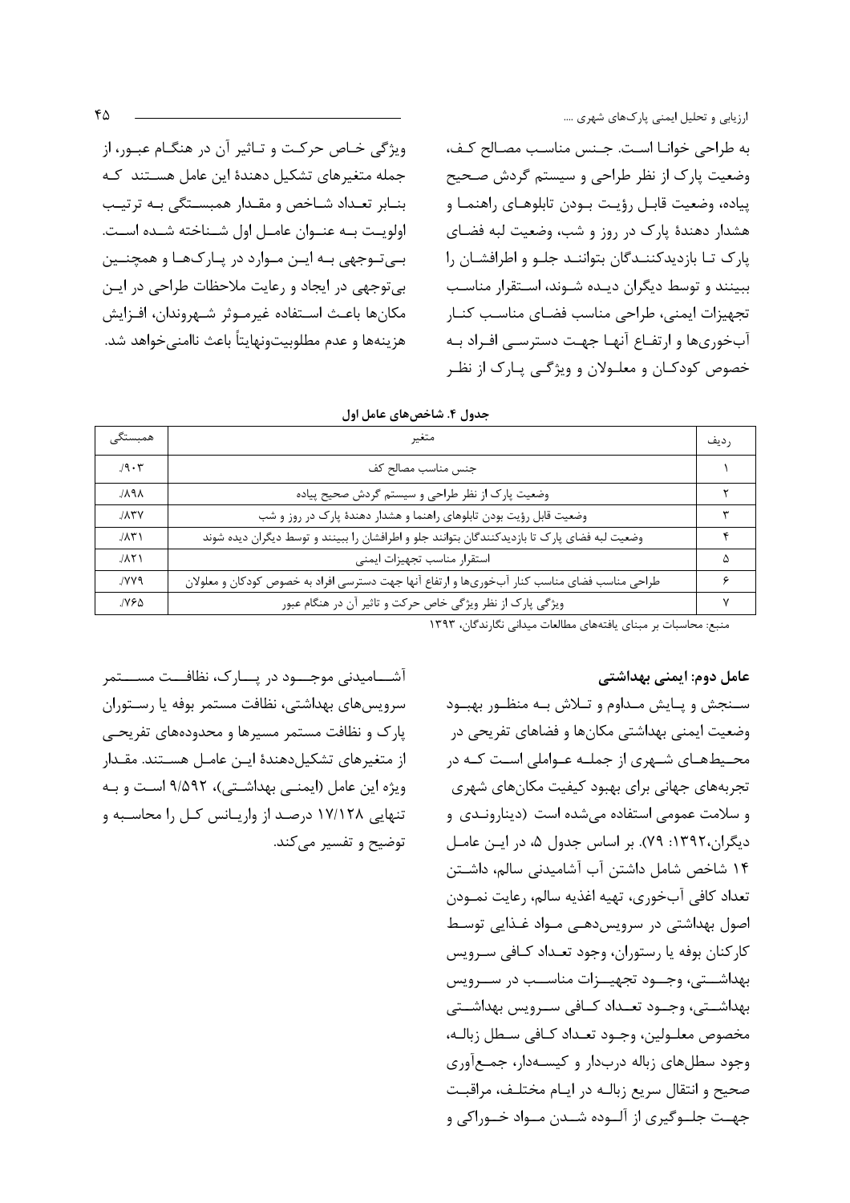به طراحی خوانا است. جنس مناسب مصالح کف، وضعیت پارک از نظر طراحی و سیستم گردش صحیح پیاده، وضعیت قابل رؤیت بودن تابلوهای راهنما و هشدار دهندهٔ پارک در روز و شب، وضعیت لبه فضای پارک تا بازدیدکنندگان بتوانند جلو و اطرافشان را ببینند و توسط دیگران دیده شوند، استقرار مناسب تجهیزات ایمنی، طراحی مناسب فضای مناسب کنار آبخوری‌ها و ارتفاع آنها جهت دسترسی افراد به خصوص کودکان و معلولان و ویژگی پارک از نظر ویژگی خاص حرکت و تاثیر آن در هنگام عبور، از جمله متغیرهای تشکیل دهندهٔ این عامل هستند که بنابر تعداد شاخص و مقدار همبستگی به ترتیب اولویت به عنوان عامل اول شناخته شده است. بی‌توجهی به این موارد در پارک‌ها و همچنین بی‌توجهی در ایجاد و رعایت ملاحظات طراحی در این مکان‌ها باعث استفاده غیرموثر شهروندان، افزایش هزینه‌ها و عدم مطلوبیت‌ونهایتاً باعث ناامنی‌خواهد شد.

**جدول ۴. شاخص‌های عامل اول**

| ردیف | متغیر | همبستگی |
|---|---|---|
| ۱ | جنس مناسب مصالح کف | /۹۰۳ |
| ۲ | وضعیت پارک از نظر طراحی و سیستم گردش صحیح پیاده | /۸۹۸ |
| ۳ | وضعیت قابل رؤیت بودن تابلوهای راهنما و هشدار دهندهٔ پارک در روز و شب | /۸۳۷ |
| ۴ | وضعیت لبه فضای پارک تا بازدیدکنندگان بتوانند جلو و اطرافشان را ببینند و توسط دیگران دیده شوند | /۸۳۱ |
| ۵ | استقرار مناسب تجهیزات ایمنی | /۸۲۱ |
| ۶ | طراحی مناسب فضای مناسب کنار آبخوری‌ها و ارتفاع آنها جهت دسترسی افراد به خصوص کودکان و معلولان | /۷۷۹ |
| ۷ | ویژگی پارک از نظر ویژگی خاص حرکت و تاثیر آن در هنگام عبور | /۷۶۵ |

منبع: محاسبات بر مبنای یافته‌های مطالعات میدانی نگارندگان، ۱۳۹۳

**عامل دوم: ایمنی بهداشتی**

سنجش و پایش مداوم و تلاش به منظور بهبود وضعیت ایمنی بهداشتی مکان‌ها و فضاهای تفریحی در محیط‌های شهری از جمله عواملی است که در تجربه‌های جهانی برای بهبود کیفیت مکان‌های شهری و سلامت عمومی استفاده می‌شده است (دینارونـدی و دیگران،۱۳۹۲: ۷۹). بر اساس جدول ۵، در این عامل ۱۴ شاخص شامل داشتن آب آشامیدنی سالم، داشتن تعداد کافی آبخوری، تهیه اغذیه سالم، رعایت نمودن اصول بهداشتی در سرویس‌دهی مواد غذایی توسط کارکنان بوفه یا رستوران، وجود تعداد کافی سرویس بهداشتی، وجود تجهیزات مناسب در سرویس بهداشتی، وجود تعداد کافی سرویس بهداشتی مخصوص معلولین، وجود تعداد کافی سطل زباله، وجود سطل‌های زباله دربدار و کیسه‌دار، جمع‌آوری صحیح و انتقال سریع زباله در ایام مختلف، مراقبت جهت جلوگیری از آلوده شدن مواد خوراکی و آشامیدنی موجود در پارک، نظافت مستمر سرویس‌های بهداشتی، نظافت مستمر بوفه یا رستوران پارک و نظافت مستمر مسیرها و محدوده‌های تفریحی از متغیرهای تشکیل‌دهندهٔ این عامل هستند. مقدار ویژه این عامل (ایمنی بهداشتی)، ۹/۵۹۲ است و به تنهایی ۱۷/۱۲۸ درصد از واریانس کل را محاسبه و توضیح و تفسیر می‌کند.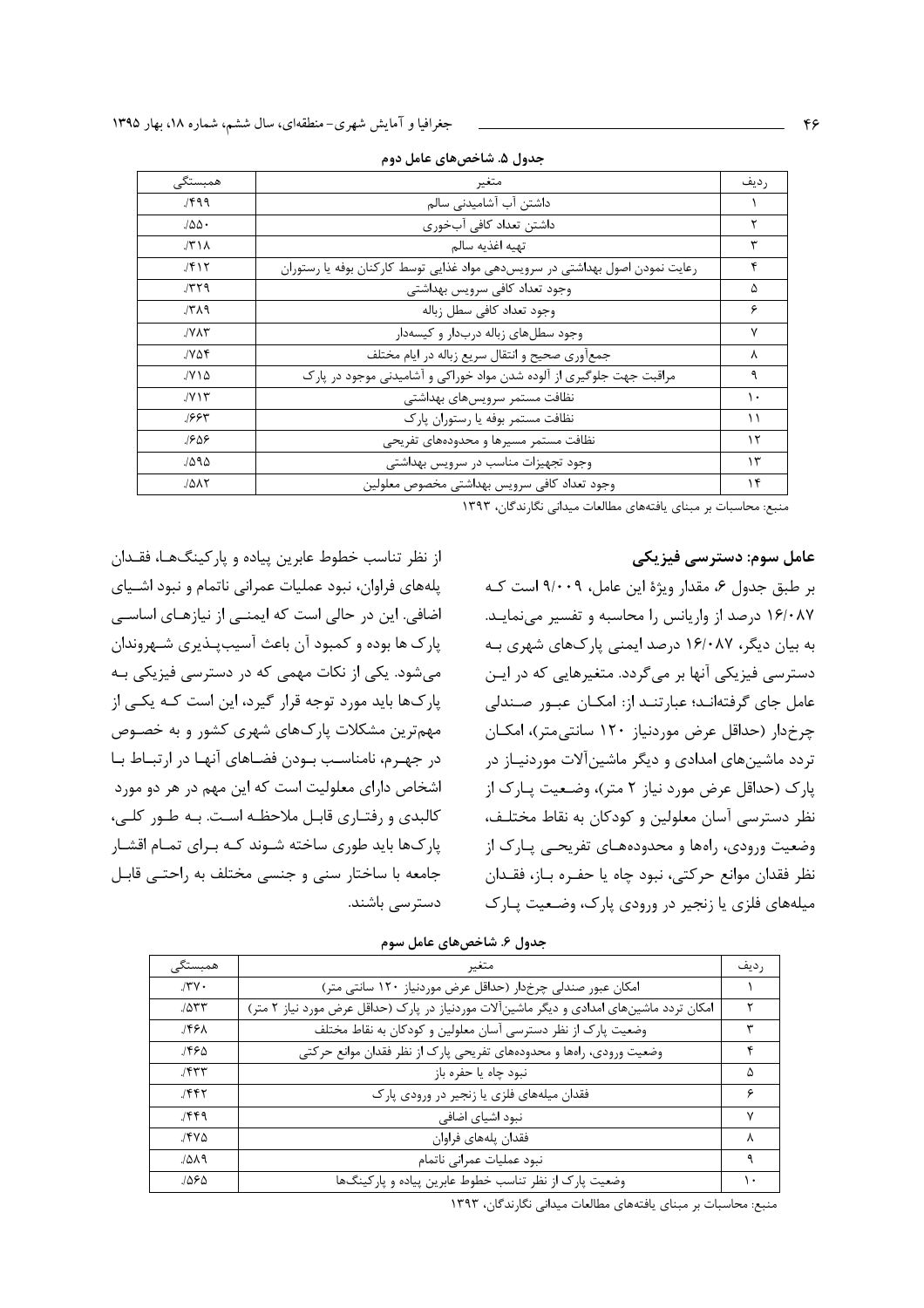جدول ۵. شاخص‌های عامل دوم

| ردیف | متغیر | همبستگی |
|---|---|---|
| ۱ | داشتن آب آشامیدنی سالم | /۴۹۹ |
| ۲ | داشتن تعداد کافی آب‌خوری | /۵۵۰ |
| ۳ | تهیه اغذیه سالم | /۳۱۸ |
| ۴ | رعایت نمودن اصول بهداشتی در سرویس‌دهی مواد غذایی توسط کارکنان بوفه یا رستوران | /۴۱۲ |
| ۵ | وجود تعداد کافی سرویس بهداشتی | /۳۲۹ |
| ۶ | وجود تعداد کافی سطل زباله | /۳۸۹ |
| ۷ | وجود سطل‌های زباله دربدار و کیسه‌دار | /۷۸۳ |
| ۸ | جمع‌آوری صحیح و انتقال سریع زباله در ایام مختلف | /۷۵۴ |
| ۹ | مراقبت جهت جلوگیری از آلوده شدن مواد خوراکی و آشامیدنی موجود در پارک | /۷۱۵ |
| ۱۰ | نظافت مستمر سرویس‌های بهداشتی | /۷۱۳ |
| ۱۱ | نظافت مستمر بوفه یا رستوران پارک | /۶۶۳ |
| ۱۲ | نظافت مستمر مسیرها و محدوده‌های تفریحی | /۶۵۶ |
| ۱۳ | وجود تجهیزات مناسب در سرویس بهداشتی | /۵۹۵ |
| ۱۴ | وجود تعداد کافی سرویس بهداشتی مخصوص معلولین | /۵۸۲ |

منبع: محاسبات بر مبنای یافته‌های مطالعات میدانی نگارندگان، ۱۳۹۳

**عامل سوم: دسترسی فیزیکی**

بر طبق جدول ۶، مقدار ویژهٔ این عامل، ۹/۰۰۹ است کـه ۱۶/۰۸۷ درصد از واریانس را محاسبه و تفسیر می‌نمایـد. به بیان دیگر، ۱۶/۰۸۷ درصد ایمنی پارک‌های شهری بـه دسترسی فیزیکی آنها بر می‌گردد. متغیرهایی که در ایـن عامل جای گرفته‌انـد؛ عبارتنـد از: امکـان عبـور صـندلی چرخ‌دار (حداقل عرض موردنیاز ۱۲۰ سانتی‌متر)، امکـان تردد ماشین‌های امدادی و دیگر ماشین‌آلات موردنیـاز در پارک (حداقل عرض مورد نیاز ۲ متر)، وضـعیت پـارک از نظر دسترسی آسان معلولین و کودکان به نقاط مختلـف، وضعیت ورودی، راه‌ها و محدوده‌هـای تفریحـی پـارک از نظر فقدان موانع حرکتی، نبود چاه یا حفـره بـاز، فقـدان میله‌های فلزی یا زنجیر در ورودی پارک، وضـعیت پـارک از نظر تناسب خطوط عابرین پیاده و پارکینگ‌هـا، فقـدان پله‌های فراوان، نبود عملیات عمرانی ناتمام و نبود اشـیای اضافی. این در حالی است که ایمنـی از نیازهـای اساسـی پارک ها بوده و کمبود آن باعث آسیب‌پـذیری شـهروندان می‌شود. یکی از نکات مهمی که در دسترسی فیزیکی بـه پارک‌ها باید مورد توجه قرار گیرد، این است کـه یکـی از مهم‌ترین مشکلات پارک‌های شهری کشور و به خصـوص در جهـرم، نامناسـب بـودن فضـاهای آنهـا در ارتبـاط بـا اشخاص دارای معلولیت است که این مهم در هر دو مورد کالبدی و رفتـاری قابـل ملاحظـه اسـت. بـه طـور کلـی، پارک‌ها باید طوری ساخته شـوند کـه بـرای تمـام اقشـار جامعه با ساختار سنی و جنسی مختلف به راحتـی قابـل دسترسی باشند.

جدول ۶. شاخص‌های عامل سوم

| ردیف | متغیر | همبستگی |
|---|---|---|
| ۱ | امکان عبور صندلی چرخ‌دار (حداقل عرض موردنیاز ۱۲۰ سانتی متر) | /۳۷۰ |
| ۲ | امکان تردد ماشین‌های امدادی و دیگر ماشین‌آلات موردنیاز در پارک (حداقل عرض مورد نیاز ۲ متر) | /۵۳۳ |
| ۳ | وضعیت پارک از نظر دسترسی آسان معلولین و کودکان به نقاط مختلف | /۴۶۸ |
| ۴ | وضعیت ورودی، راه‌ها و محدوده‌های تفریحی پارک از نظر فقدان موانع حرکتی | /۴۶۵ |
| ۵ | نبود چاه یا حفره باز | /۴۳۳ |
| ۶ | فقدان میله‌های فلزی یا زنجیر در ورودی پارک | /۴۴۲ |
| ۷ | نبود اشیای اضافی | /۴۴۹ |
| ۸ | فقدان پله‌های فراوان | /۴۷۵ |
| ۹ | نبود عملیات عمرانی ناتمام | /۵۸۹ |
| ۱۰ | وضعیت پارک از نظر تناسب خطوط عابرین پیاده و پارکینگ‌ها | /۵۶۵ |

منبع: محاسبات بر مبنای یافته‌های مطالعات میدانی نگارندگان، ۱۳۹۳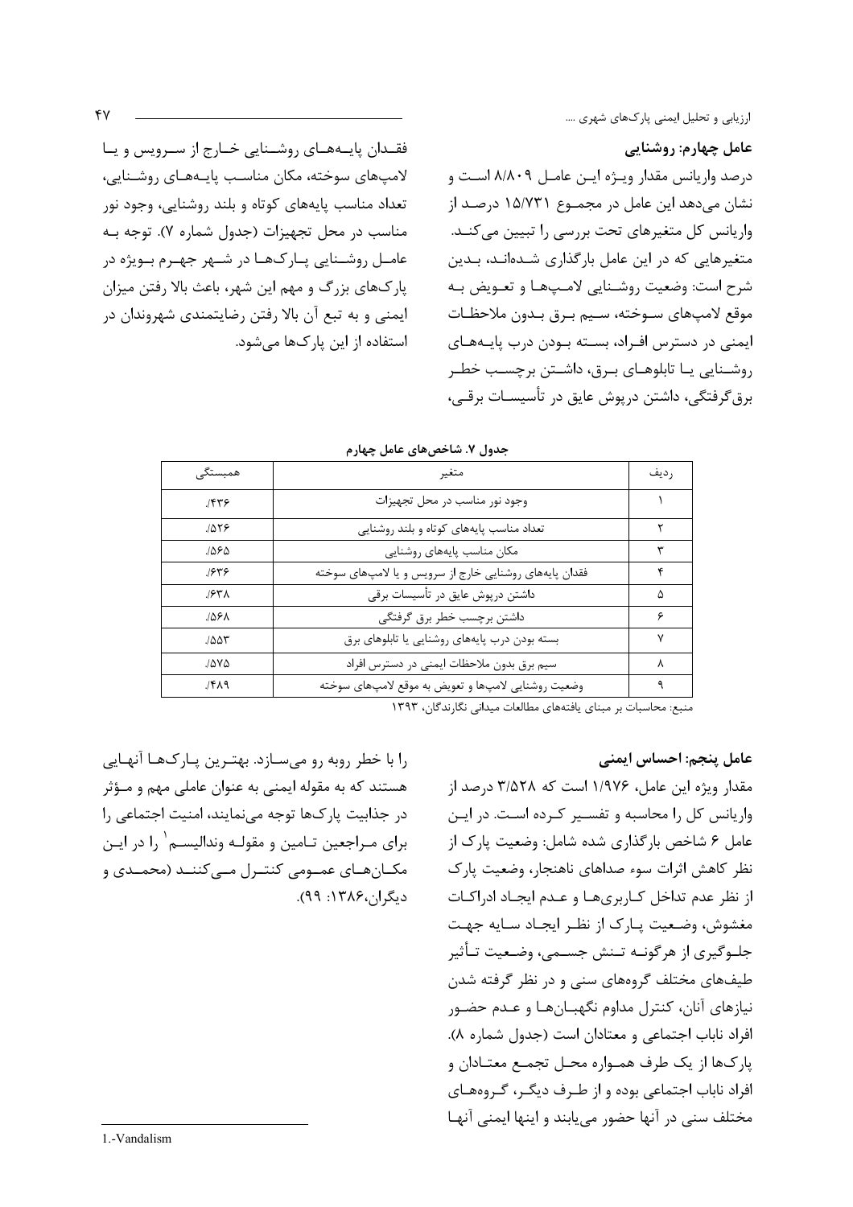**عامل چهارم: روشنایی**

درصد واریانس مقدار ویژه این عامل ۸/۸۰۹ است و نشان می‌دهد این عامل در مجموع ۱۵/۷۳۱ درصد از واریانس کل متغیرهای تحت بررسی را تبیین می‌کند. متغیرهایی که در این عامل بارگذاری شده‌اند، بدین شرح است: وضعیت روشنایی لامپ‌ها و تعویض به موقع لامپ‌های سوخته، سیم برق بدون ملاحظات ایمنی در دسترس افراد، بسته بودن درب پایه‌های روشنایی یا تابلوهای برق، داشتن برچسب خطر برق‌گرفتگی، داشتن درپوش عایق در تأسیسات برقی، فقدان پایه‌های روشنایی خارج از سرویس و یا لامپ‌های سوخته، مکان مناسب پایه‌های روشنایی، تعداد مناسب پایه‌های کوتاه و بلند روشنایی، وجود نور مناسب در محل تجهیزات (جدول شماره ۷). توجه به عامل روشنایی پارک‌ها در شهر جهرم بویژه در پارک‌های بزرگ و مهم این شهر، باعث بالا رفتن میزان ایمنی و به تبع آن بالا رفتن رضایتمندی شهروندان در استفاده از این پارک‌ها می‌شود.

**جدول ۷. شاخص‌های عامل چهارم**

| ردیف | متغیر | همبستگی |
|---|---|---|
| ۱ | وجود نور مناسب در محل تجهیزات | /۴۳۶ |
| ۲ | تعداد مناسب پایه‌های کوتاه و بلند روشنایی | /۵۲۶ |
| ۳ | مکان مناسب پایه‌های روشنایی | /۵۶۵ |
| ۴ | فقدان پایه‌های روشنایی خارج از سرویس و یا لامپ‌های سوخته | /۶۳۶ |
| ۵ | داشتن درپوش عایق در تأسیسات برقی | /۶۳۸ |
| ۶ | داشتن برچسب خطر برق گرفتگی | /۵۶۸ |
| ۷ | بسته بودن درب پایه‌های روشنایی یا تابلوهای برق | /۵۵۳ |
| ۸ | سیم برق بدون ملاحظات ایمنی در دسترس افراد | /۵۷۵ |
| ۹ | وضعیت روشنایی لامپ‌ها و تعویض به موقع لامپ‌های سوخته | /۴۸۹ |

منبع: محاسبات بر مبنای یافته‌های مطالعات میدانی نگارندگان، ۱۳۹۳

**عامل پنجم: احساس ایمنی**

مقدار ویژه این عامل، ۱/۹۷۶ است که ۳/۵۲۸ درصد از واریانس کل را محاسبه و تفسیر کرده است. در این عامل ۶ شاخص بارگذاری شده شامل: وضعیت پارک از نظر کاهش اثرات سوء صداهای ناهنجار، وضعیت پارک از نظر عدم تداخل کاربری‌ها و عدم ایجاد ادراکات مغشوش، وضعیت پارک از نظر ایجاد سایه جهت جلوگیری از هرگونه تنش جسمی، وضعیت تأثیر طیف‌های مختلف گروه‌های سنی و در نظر گرفته شدن نیازهای آنان، کنترل مداوم نگهبان‌ها و عدم حضور افراد ناباب اجتماعی و معتادان است (جدول شماره ۸). پارک‌ها از یک طرف همواره محل تجمع معتادان و افراد ناباب اجتماعی بوده و از طرف دیگر، گروه‌های مختلف سنی در آنها حضور می‌یابند و اینها ایمنی آنها را با خطر روبه رو می‌سازد. بهترین پارک‌ها آنهایی هستند که به مقوله ایمنی به عنوان عاملی مهم و مؤثر در جذابیت پارک‌ها توجه می‌نمایند، امنیت اجتماعی را برای مراجعین تامین و مقوله وندالیسم[1] را در این مکان‌های عمومی کنترل می‌کنند (محمدی و دیگران،۱۳۸۶: ۹۹).

---

1.-Vandalism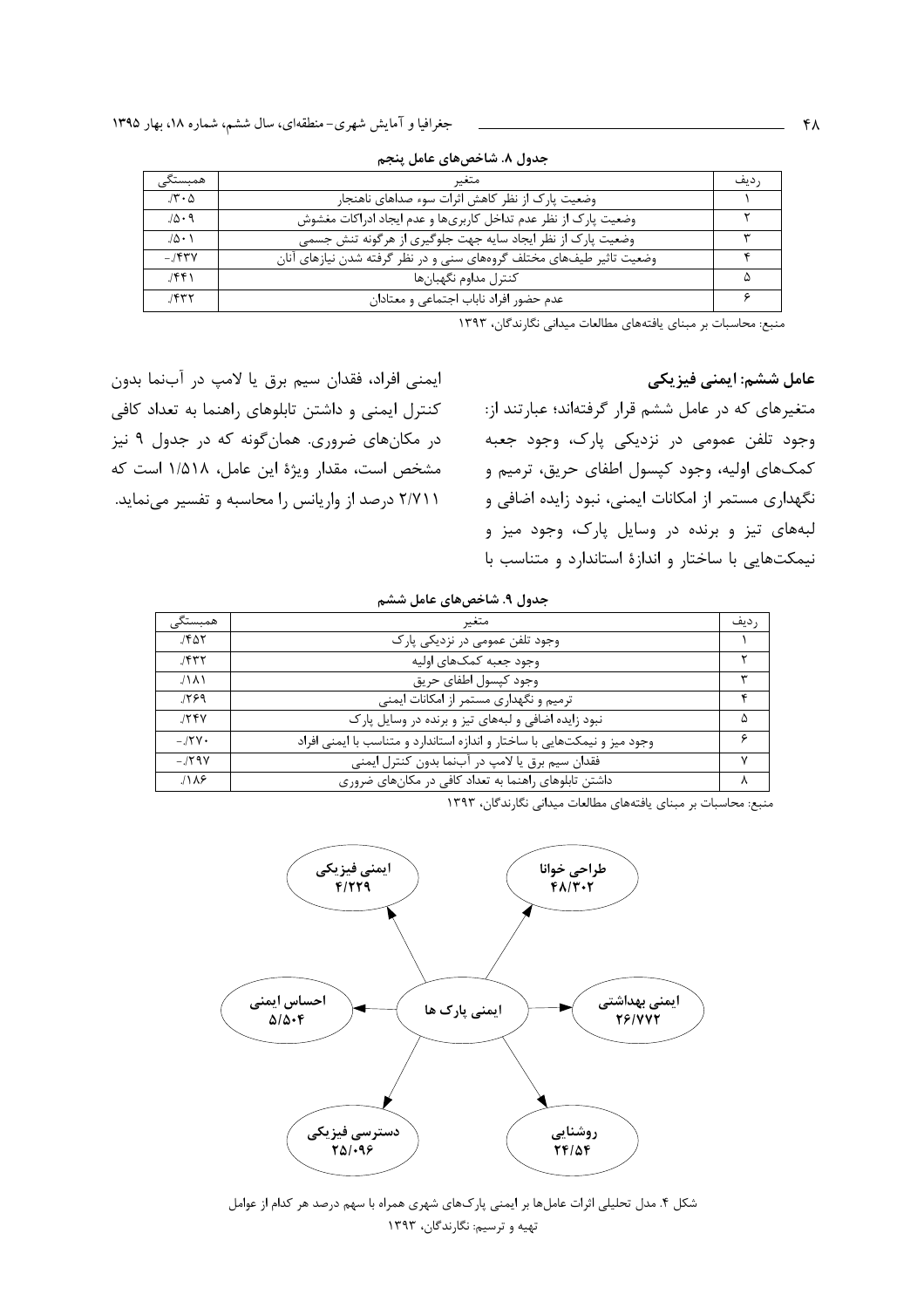جدول ۸. شاخص‌های عامل پنجم

| ردیف | متغیر | همبستگی |
| --- | --- | --- |
| ۱ | وضعیت پارک از نظر کاهش اثرات سوء صداهای ناهنجار | ./۳۰۵ |
| ۲ | وضعیت پارک از نظر عدم تداخل کاربری‌ها و عدم ایجاد ادراکات مغشوش | ./۵۰۹ |
| ۳ | وضعیت پارک از نظر ایجاد سایه جهت جلوگیری از هرگونه تنش جسمی | ./۵۰۱ |
| ۴ | وضعیت تاثیر طیف‌های مختلف گروه‌های سنی و در نظر گرفته شدن نیازهای آنان | -./۴۳۷ |
| ۵ | کنترل مداوم نگهبان‌ها | ./۴۴۱ |
| ۶ | عدم حضور افراد ناباب اجتماعی و معتادان | ./۴۳۲ |

منبع: محاسبات بر مبنای یافته‌های مطالعات میدانی نگارندگان، ۱۳۹۳

**عامل ششم: ایمنی فیزیکی**

متغیرهای که در عامل ششم قرار گرفته‌اند؛ عبارتند از: وجود تلفن عمومی در نزدیکی پارک، وجود جعبه کمک‌های اولیه، وجود کپسول اطفای حریق، ترمیم و نگهداری مستمر از امکانات ایمنی، نبود زایده اضافی و لبه‌های تیز و برنده در وسایل پارک، وجود میز و نیمکت‌هایی با ساختار و اندازهٔ استاندارد و متناسب با ایمنی افراد، فقدان سیم برق یا لامپ در آب‌نما بدون کنترل ایمنی و داشتن تابلوهای راهنما به تعداد کافی در مکان‌های ضروری. همان‌گونه که در جدول ۹ نیز مشخص است، مقدار ویژهٔ این عامل، ۱/۵۱۸ است که ۲/۷۱۱ درصد از واریانس را محاسبه و تفسیر می‌نماید.

جدول ۹. شاخص‌های عامل ششم

| ردیف | متغیر | همبستگی |
| --- | --- | --- |
| ۱ | وجود تلفن عمومی در نزدیکی پارک | ./۴۵۲ |
| ۲ | وجود جعبه کمک‌های اولیه | ./۴۳۲ |
| ۳ | وجود کپسول اطفای حریق | ./۱۸۱ |
| ۴ | ترمیم و نگهداری مستمر از امکانات ایمنی | ./۲۶۹ |
| ۵ | نبود زایده اضافی و لبه‌های تیز و برنده در وسایل پارک | ./۲۴۷ |
| ۶ | وجود میز و نیمکت‌هایی با ساختار و اندازه استاندارد و متناسب با ایمنی افراد | -./۲۷۰ |
| ۷ | فقدان سیم برق یا لامپ در آب‌نما بدون کنترل ایمنی | -./۲۹۷ |
| ۸ | داشتن تابلوهای راهنما به تعداد کافی در مکان‌های ضروری | ./۱۸۶ |

منبع: محاسبات بر مبنای یافته‌های مطالعات میدانی نگارندگان، ۱۳۹۳

ایمنی پارک ها → طراحی خوانا ۴۸/۳۰۲ | ایمنی بهداشتی ۲۶/۷۷۲ | روشنایی ۲۴/۵۴ | دسترسی فیزیکی ۲۵/۰۹۶ | احساس ایمنی ۵/۵۰۴ | ایمنی فیزیکی ۴/۲۲۹

شکل ۴. مدل تحلیلی اثرات عامل‌ها بر ایمنی پارک‌های شهری همراه با سهم درصد هر کدام از عوامل

تهیه و ترسیم: نگارندگان، ۱۳۹۳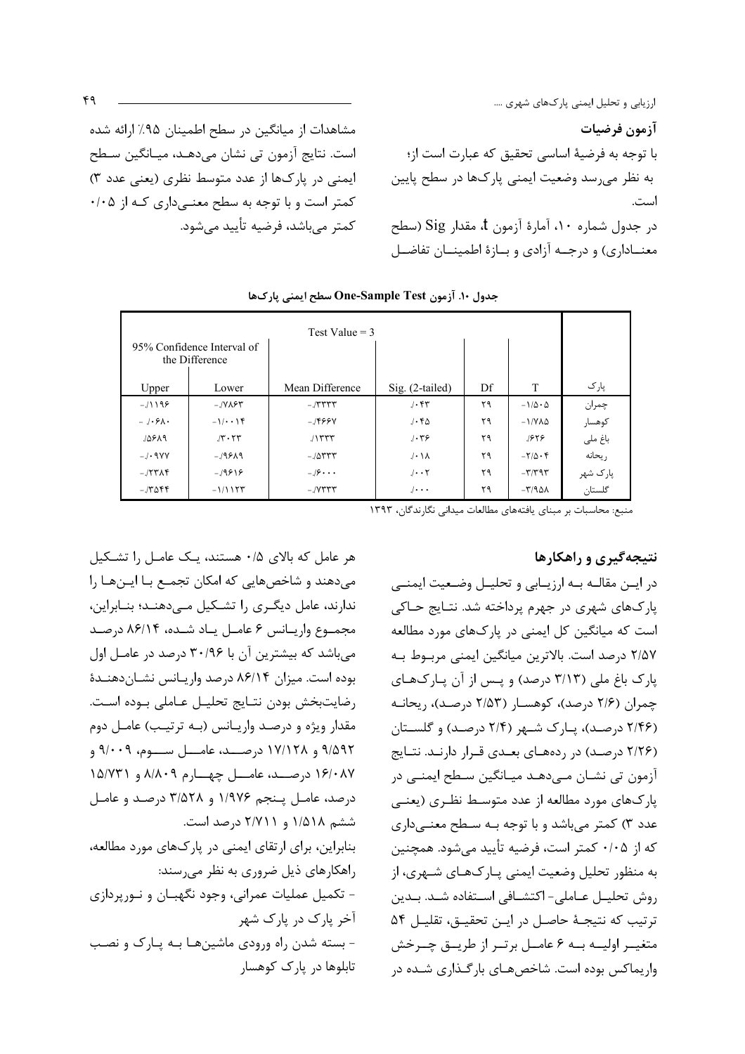## آزمون فرضیات

با توجه به فرضیهٔ اساسی تحقیق که عبارت است از؛ به نظر می‌رسد وضعیت ایمنی پارک‌ها در سطح پایین است.

در جدول شماره ۱۰، آمارهٔ آزمون t، مقدار Sig (سطح معناداری) و درجه آزادی و بازهٔ اطمینان تفاضل مشاهدات از میانگین در سطح اطمینان ۹۵٪ ارائه شده است. نتایج آزمون تی نشان می‌دهد، میانگین سطح ایمنی در پارک‌ها از عدد متوسط نظری (یعنی عدد ۳) کمتر است و با توجه به سطح معنی‌داری که از ۰/۰۵ کمتر می‌باشد، فرضیه تأیید می‌شود.

**جدول ۱۰. آزمون One-Sample Test سطح ایمنی پارک‌ها**

| پارک | T | Df | Sig. (2-tailed) | Mean Difference | 95% Confidence Interval of the Difference | |
|---|---|---|---|---|---|---|
| | | | Test Value = 3 | | Lower | Upper |
| چمران | -۱/۵۰۵ | ۲۹ | /۰۴۳ | -/۳۳۳۳ | -/۷۸۶۳ | -/۱۱۹۶ |
| کوهسار | -۱/۷۸۵ | ۲۹ | /۰۴۵ | -/۴۶۶۷ | -۱/۰۰۱۴ | -/۰۶۸۰ |
| باغ ملی | /۶۲۶ | ۲۹ | /۰۳۶ | /۱۳۳۳ | /۳۰۲۳ | /۵۶۸۹ |
| ریحانه | -۲/۵۰۴ | ۲۹ | /۰۱۸ | -/۵۳۳۳ | -/۹۶۸۹ | -/۰۹۷۷ |
| پارک شهر | -۳/۳۹۳ | ۲۹ | /۰۰۲ | -/۶۰۰۰ | -/۹۶۱۶ | -/۲۳۸۴ |
| گلستان | -۳/۹۵۸ | ۲۹ | /۰۰۰ | -/۷۳۳۳ | -۱/۱۱۲۳ | -/۳۵۴۴ |

منبع: محاسبات بر مبنای یافته‌های مطالعات میدانی نگارندگان، ۱۳۹۳

## نتیجه‌گیری و راهکارها

در این مقاله به ارزیابی و تحلیل وضعیت ایمنی پارک‌های شهری در جهرم پرداخته شد. نتایج حاکی است که میانگین کل ایمنی در پارک‌های مورد مطالعه ۲/۵۷ درصد است. بالاترین میانگین ایمنی مربوط به پارک باغ ملی (۳/۱۳ درصد) و پس از آن پارک‌های چمران (۲/۶ درصد)، کوهسار (۲/۵۳ درصد)، ریحانه (۲/۴۶ درصد)، پارک شهر (۲/۴ درصد) و گلستان (۲/۲۶ درصد) در رده‌های بعدی قرار دارند. نتایج آزمون تی نشان می‌دهد میانگین سطح ایمنی در پارک‌های مورد مطالعه از عدد متوسط نظری (یعنی عدد ۳) کمتر می‌باشد و با توجه به سطح معنی‌داری که از ۰/۰۵ کمتر است، فرضیه تأیید می‌شود. همچنین به منظور تحلیل وضعیت ایمنی پارک‌های شهری، از روش تحلیل عاملی- اکتشافی استفاده شد. بدین ترتیب که نتیجهٔ حاصل در این تحقیق، تقلیل ۵۴ متغیر اولیه به ۶ عامل برتر از طریق چرخش واریماکس بوده است. شاخص‌های بارگذاری شده در هر عامل که بالای ۰/۵ هستند، یک عامل را تشکیل می‌دهند و شاخص‌هایی که امکان تجمع با این‌ها را ندارند، عامل دیگری را تشکیل می‌دهند؛ بنابراین، مجموع واریانس ۶ عامل یاد شده، ۸۶/۱۴ درصد می‌باشد که بیشترین آن با ۳۰/۹۶ درصد در عامل اول بوده است. میزان ۸۶/۱۴ درصد واریانس نشان‌دهندهٔ رضایت‌بخش بودن نتایج تحلیل عاملی بوده است. مقدار ویژه و درصد واریانس (به ترتیب) عامل دوم ۹/۵۹۲ و ۱۷/۱۲۸ درصد، عامل سوم، ۹/۰۰۹ و ۱۶/۰۸۷ درصد، عامل چهارم ۸/۸۰۹ و ۱۵/۷۳۱ درصد، عامل پنجم ۱/۹۷۶ و ۳/۵۲۸ درصد و عامل ششم ۱/۵۱۸ و ۲/۷۱۱ درصد است.

بنابراین، برای ارتقای ایمنی در پارک‌های مورد مطالعه، راهکارهای ذیل ضروری به نظر می‌رسند:

- تکمیل عملیات عمرانی، وجود نگهبان و نورپردازی آخر پارک در پارک شهر
- بسته شدن راه ورودی ماشین‌ها به پارک و نصب تابلوها در پارک کوهسار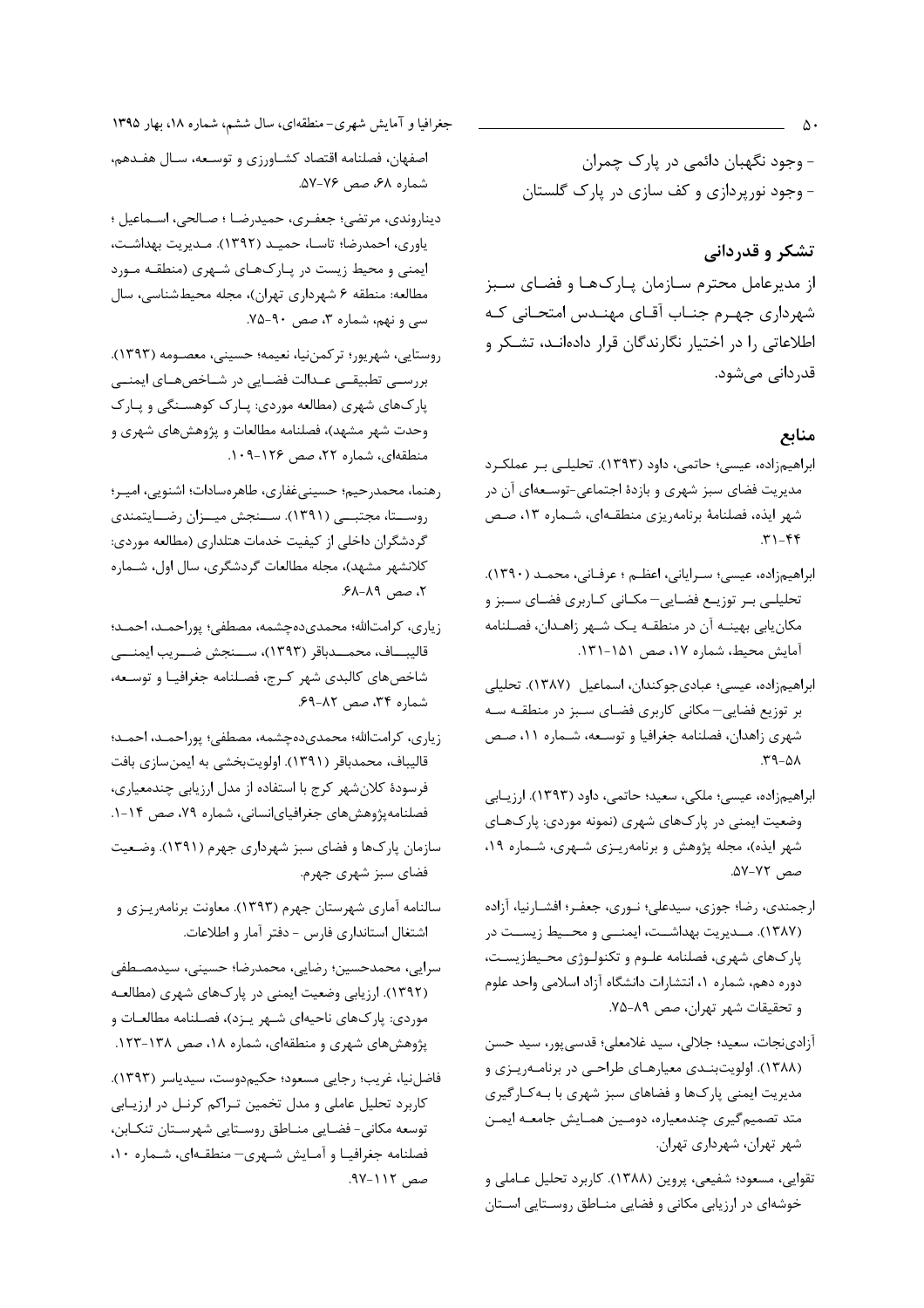- وجود نگهبان دائمی در پارک چمران
- وجود نورپردازی و کف سازی در پارک گلستان

## تشکر و قدردانی

از مدیرعامل محترم سازمان پارک‌ها و فضای سبز شهرداری جهرم جناب آقای مهندس امتحانی که اطلاعاتی را در اختیار نگارندگان قرار داده‌اند، تشکر و قدردانی می‌شود.

## منابع

ابراهیم‌زاده، عیسی؛ حاتمی، داود (۱۳۹۳). تحلیلی بر عملکرد مدیریت فضای سبز شهری و بازدهٔ اجتماعی-توسعه‌ای آن در شهر ایذه، فصلنامهٔ برنامه‌ریزی منطقه‌ای، شماره ۱۳، صص ۴۴-۳۱.

ابراهیم‌زاده، عیسی؛ سرایانی، اعظم ؛ عرفانی، محمد (۱۳۹۰). تحلیلی بر توزیع فضایی- مکانی کاربری فضای سبز و مکان‌یابی بهینه آن در منطقه یک شهر زاهدان، فصلنامه آمایش محیط، شماره ۱۷، صص ۱۵۱-۱۳۱.

ابراهیم‌زاده، عیسی؛ عبادی‌جوکندان، اسماعیل (۱۳۸۷). تحلیلی بر توزیع فضایی- مکانی کاربری فضای سبز در منطقه سه شهری زاهدان، فصلنامه جغرافیا و توسعه، شماره ۱۱، صص ۵۸-۳۹.

ابراهیم‌زاده، عیسی؛ ملکی، سعید؛ حاتمی، داود (۱۳۹۳). ارزیابی وضعیت ایمنی در پارک‌های شهری (نمونه موردی: پارک‌های شهر ایذه)، مجله پژوهش و برنامه‌ریزی شهری، شماره ۱۹، صص ۷۲-۵۷.

ارجمندی، رضا؛ جوزی، سیدعلی؛ نوری، جعفر؛ افشارنیا، آزاده (۱۳۸۷). مدیریت بهداشت، ایمنی و محیط زیست در پارک‌های شهری، فصلنامه علوم و تکنولوژی محیط‌زیست، دوره دهم، شماره ۱، انتشارات دانشگاه آزاد اسلامی واحد علوم و تحقیقات شهر تهران، صص ۸۹-۷۵.

آزادی‌نجات، سعید؛ جلالی، سید غلامعلی؛ قدسی‌پور، سید حسن (۱۳۸۸). اولویت‌بندی معیارهای طراحی در برنامه‌ریزی و مدیریت ایمنی پارک‌ها و فضاهای سبز شهری با به‌کارگیری متد تصمیم‌گیری چندمعیاره، دومین همایش جامعه ایمن شهر تهران، شهرداری تهران.

تقوایی، مسعود؛ شفیعی، پروین (۱۳۸۸). کاربرد تحلیل عاملی و خوشه‌ای در ارزیابی مکانی و فضایی مناطق روستایی استان اصفهان، فصلنامه اقتصاد کشاورزی و توسعه، سال هفدهم، شماره ۶۸، صص ۷۶-۵۷.

دیناروندی، مرتضی؛ جعفری، حمیدرضا ؛ صالحی، اسماعیل ؛ یاوری، احمدرضا؛ تاسا، حمید (۱۳۹۲). مدیریت بهداشت، ایمنی و محیط زیست در پارک‌های شهری (منطقه مورد مطالعه: منطقه ۶ شهرداری تهران)، مجله محیط‌شناسی، سال سی و نهم، شماره ۳، صص ۹۰-۷۵.

روستایی، شهریور؛ ترکمن‌نیا، نعیمه؛ حسینی، معصومه (۱۳۹۳). بررسی تطبیقی عدالت فضایی در شاخص‌های ایمنی پارک‌های شهری (مطالعه موردی: پارک کوهسنگی و پارک وحدت شهر مشهد)، فصلنامه مطالعات و پژوهش‌های شهری و منطقه‌ای، شماره ۲۲، صص ۱۲۶-۱۰۹.

رهنما، محمدرحیم؛ حسینی‌غفاری، طاهره‌سادات؛ اشنویی، امیر؛ روستا، مجتبی (۱۳۹۱). سنجش میزان رضایتمندی گردشگران داخلی از کیفیت خدمات هتلداری (مطالعه موردی: کلانشهر مشهد)، مجله مطالعات گردشگری، سال اول، شماره ۲، صص ۸۹-۶۸.

زیاری، کرامت‌الله؛ محمدی‌ده‌چشمه، مصطفی؛ پوراحمد، احمد؛ قالیباف، محمدباقر (۱۳۹۳)، سنجش ضریب ایمنی شاخص‌های کالبدی شهر کرج، فصلنامه جغرافیا و توسعه، شماره ۳۴، صص ۸۲-۶۹.

زیاری، کرامت‌الله؛ محمدی‌ده‌چشمه، مصطفی؛ پوراحمد، احمد؛ قالیباف، محمدباقر (۱۳۹۱). اولویت‌بخشی به ایمن‌سازی بافت فرسودهٔ کلان‌شهر کرج با استفاده از مدل ارزیابی چندمعیاری، فصلنامه‌پژوهش‌های جغرافیای‌انسانی، شماره ۷۹، صص ۱۴-۱.

سازمان پارک‌ها و فضای سبز شهرداری جهرم (۱۳۹۱). وضعیت فضای سبز شهری جهرم.

سالنامه آماری شهرستان جهرم (۱۳۹۳). معاونت برنامه‌ریزی و اشتغال استانداری فارس - دفتر آمار و اطلاعات.

سرایی، محمدحسین؛ رضایی، محمدرضا؛ حسینی، سیدمصطفی (۱۳۹۲). ارزیابی وضعیت ایمنی در پارک‌های شهری (مطالعه موردی: پارک‌های ناحیه‌ای شهر یزد)، فصلنامه مطالعات و پژوهش‌های شهری و منطقه‌ای، شماره ۱۸، صص ۱۳۸-۱۲۳.

فاضل‌نیا، غریب؛ رجایی مسعود؛ حکیم‌دوست، سیدیاسر (۱۳۹۳). کاربرد تحلیل عاملی و مدل تخمین تراکم کرنل در ارزیابی توسعه مکانی- فضایی مناطق روستایی شهرستان تنکابن، فصلنامه جغرافیا و آمایش شهری- منطقه‌ای، شماره ۱۰، صص ۱۱۲-۹۷.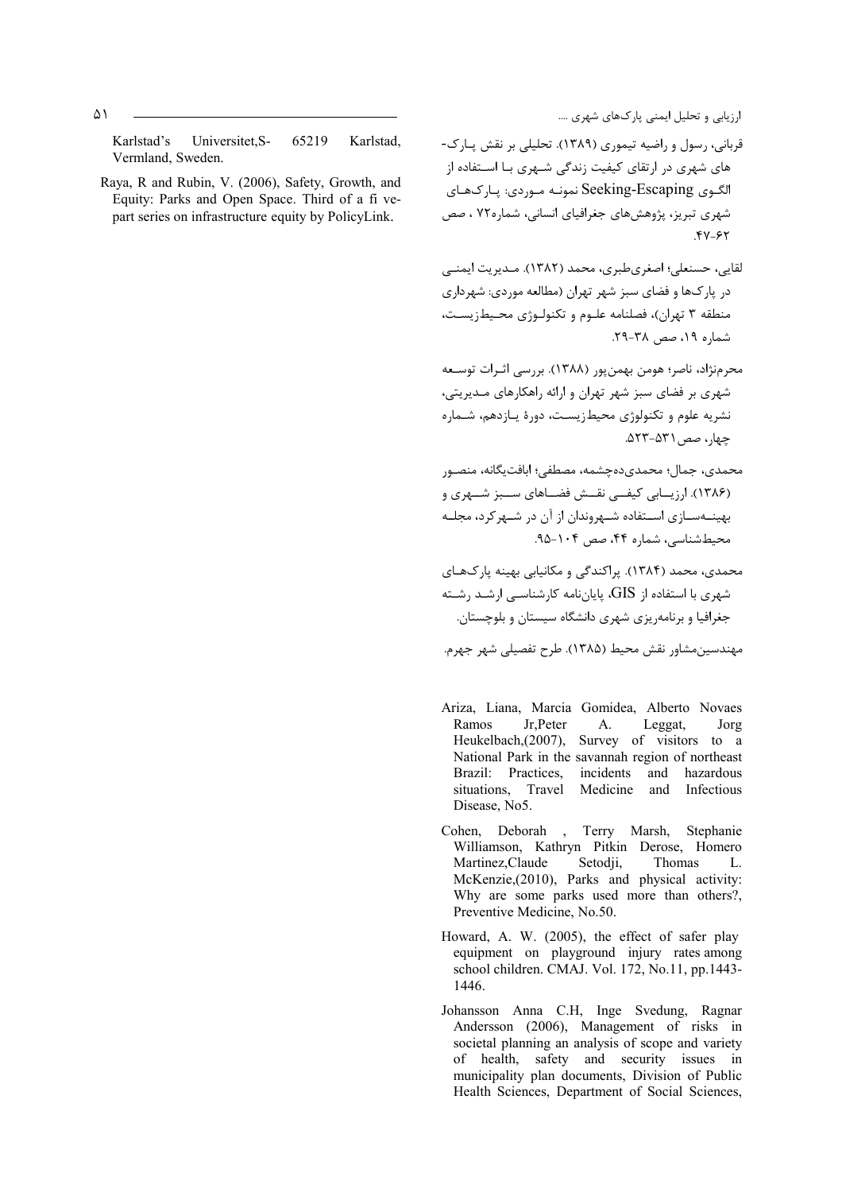قربانی، رسول و راضیه تیموری (۱۳۸۹). تحلیلی بر نقش پارک-های شهری در ارتقای کیفیت زندگی شهری با استفاده از الگوی Seeking-Escaping نمونه موردی: پارک‌های شهری تبریز، پژوهش‌های جغرافیای انسانی، شماره۷۲ ، صص ۶۲-۴۷.

لقایی، حسنعلی؛ اصغری‌طبری، محمد (۱۳۸۲). مدیریت ایمنی در پارک‌ها و فضای سبز شهر تهران (مطالعه موردی: شهرداری منطقه ۳ تهران)، فصلنامه علوم و تکنولوژی محیط‌زیست، شماره ۱۹، صص ۳۸-۲۹.

محرم‌نژاد، ناصر؛ هومن بهمن‌پور (۱۳۸۸). بررسی اثرات توسعه شهری بر فضای سبز شهر تهران و ارائه راهکارهای مدیریتی، نشریه علوم و تکنولوژی محیط‌زیست، دورهٔ یازدهم، شماره چهار، صص ۵۳۱-۵۲۳.

محمدی، جمال؛ محمدی‌ده‌چشمه، مصطفی؛ ابافت‌یگانه، منصور (۱۳۸۶). ارزیابی کیفی نقش فضاهای سبز شهری و بهینه‌سازی استفاده شهروندان از آن در شهرکرد، مجله محیط‌شناسی، شماره ۴۴، صص ۱۰۴-۹۵.

محمدی، محمد (۱۳۸۴). پراکندگی و مکانیابی بهینه پارک‌های شهری با استفاده از GIS، پایان‌نامه کارشناسی ارشد رشته جغرافیا و برنامه‌ریزی شهری دانشگاه سیستان و بلوچستان.

مهندسین‌مشاور نقش محیط (۱۳۸۵). طرح تفصیلی شهر جهرم.

Ariza, Liana, Marcia Gomidea, Alberto Novaes Ramos Jr,Peter A. Leggat, Jorg Heukelbach,(2007), Survey of visitors to a National Park in the savannah region of northeast Brazil: Practices, incidents and hazardous situations, Travel Medicine and Infectious Disease, No5.

Cohen, Deborah , Terry Marsh, Stephanie Williamson, Kathryn Pitkin Derose, Homero Martinez,Claude Setodji, Thomas L. McKenzie,(2010), Parks and physical activity: Why are some parks used more than others?, Preventive Medicine, No.50.

Howard, A. W. (2005), the effect of safer play equipment on playground injury rates among school children. CMAJ. Vol. 172, No.11, pp.1443-1446.

Johansson Anna C.H, Inge Svedung, Ragnar Andersson (2006), Management of risks in societal planning an analysis of scope and variety of health, safety and security issues in municipality plan documents, Division of Public Health Sciences, Department of Social Sciences, Karlstad's Universitet,S- 65219 Karlstad, Vermland, Sweden.

Raya, R and Rubin, V. (2006), Safety, Growth, and Equity: Parks and Open Space. Third of a fi ve-part series on infrastructure equity by PolicyLink.